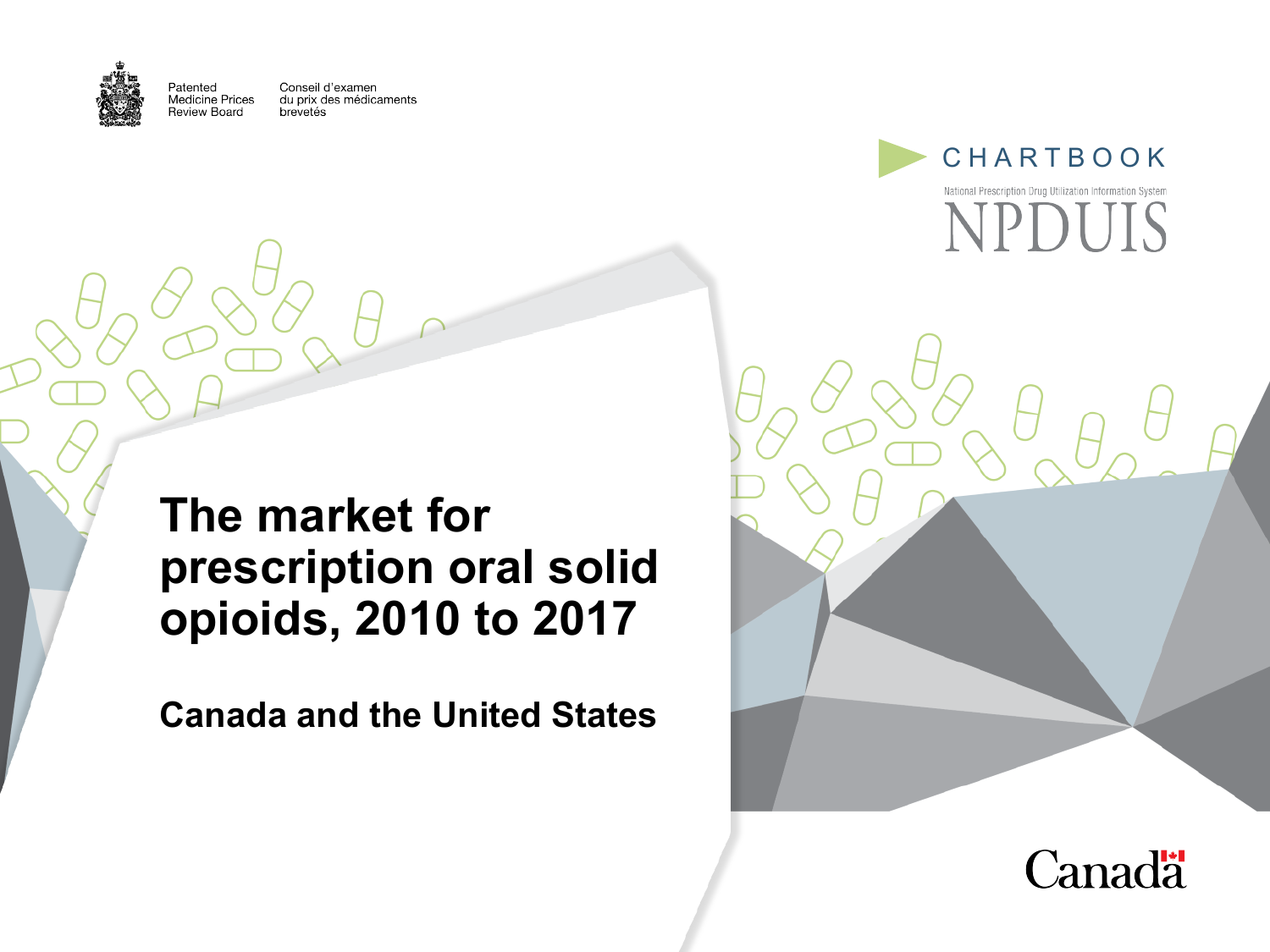Patented Medicine Prices Review Board

Conseil d'examen du prix des médicaments brevetés

CHARTBOOK

National Prescription Drug Utilization Information System

NPDUIS

# The market for prescription oral solid opioids, 2010 to 2017

## Canada and the United States

Canada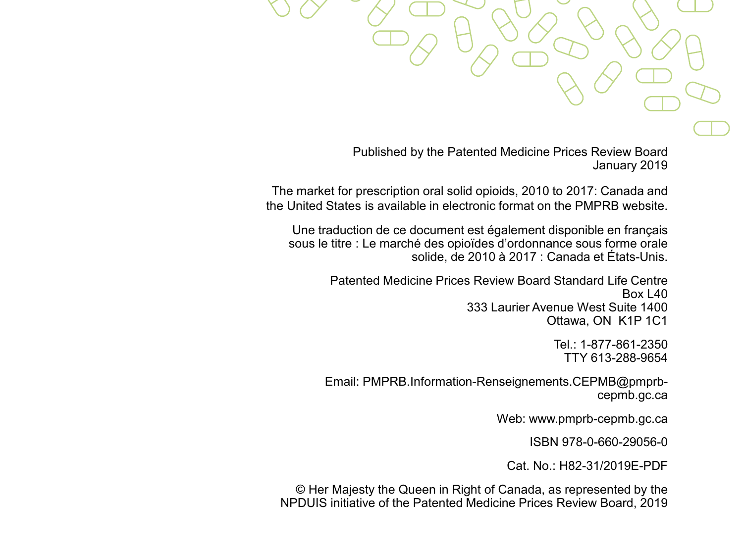Published by the Patented Medicine Prices Review Board
January 2019

The market for prescription oral solid opioids, 2010 to 2017: Canada and the United States is available in electronic format on the PMPRB website.

Une traduction de ce document est également disponible en français sous le titre : Le marché des opioïdes d'ordonnance sous forme orale solide, de 2010 à 2017 : Canada et États-Unis.

Patented Medicine Prices Review Board Standard Life Centre
Box L40
333 Laurier Avenue West Suite 1400
Ottawa, ON K1P 1C1

Tel.: 1-877-861-2350
TTY 613-288-9654

Email: PMPRB.Information-Renseignements.CEPMB@pmprb-cepmb.gc.ca

Web: www.pmprb-cepmb.gc.ca

ISBN 978-0-660-29056-0

Cat. No.: H82-31/2019E-PDF

© Her Majesty the Queen in Right of Canada, as represented by the NPDUIS initiative of the Patented Medicine Prices Review Board, 2019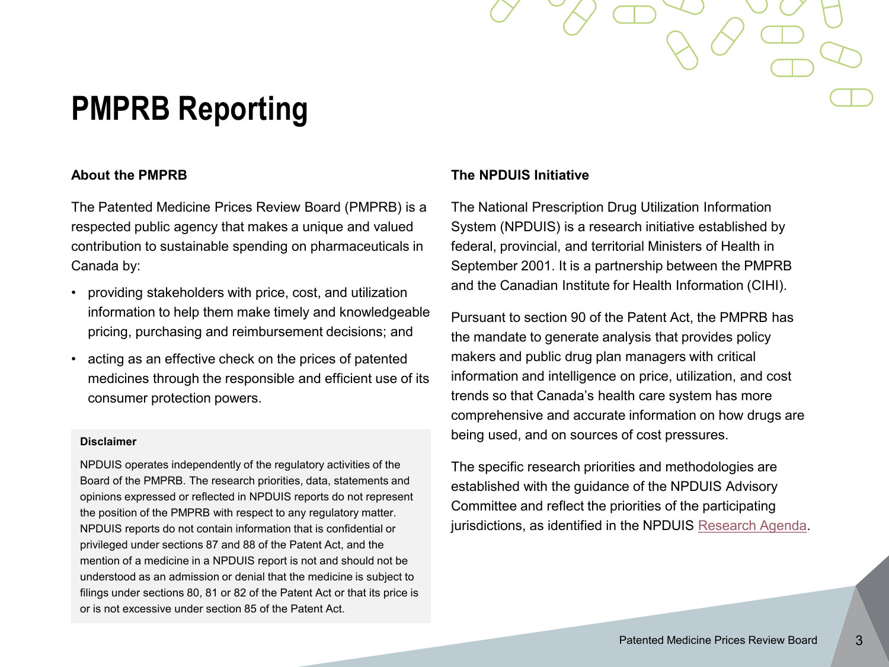# PMPRB Reporting

### About the PMPRB

The Patented Medicine Prices Review Board (PMPRB) is a respected public agency that makes a unique and valued contribution to sustainable spending on pharmaceuticals in Canada by:

- providing stakeholders with price, cost, and utilization information to help them make timely and knowledgeable pricing, purchasing and reimbursement decisions; and
- acting as an effective check on the prices of patented medicines through the responsible and efficient use of its consumer protection powers.

**Disclaimer**

NPDUIS operates independently of the regulatory activities of the Board of the PMPRB. The research priorities, data, statements and opinions expressed or reflected in NPDUIS reports do not represent the position of the PMPRB with respect to any regulatory matter. NPDUIS reports do not contain information that is confidential or privileged under sections 87 and 88 of the Patent Act, and the mention of a medicine in a NPDUIS report is not and should not be understood as an admission or denial that the medicine is subject to filings under sections 80, 81 or 82 of the Patent Act or that its price is or is not excessive under section 85 of the Patent Act.

### The NPDUIS Initiative

The National Prescription Drug Utilization Information System (NPDUIS) is a research initiative established by federal, provincial, and territorial Ministers of Health in September 2001. It is a partnership between the PMPRB and the Canadian Institute for Health Information (CIHI).

Pursuant to section 90 of the Patent Act, the PMPRB has the mandate to generate analysis that provides policy makers and public drug plan managers with critical information and intelligence on price, utilization, and cost trends so that Canada's health care system has more comprehensive and accurate information on how drugs are being used, and on sources of cost pressures.

The specific research priorities and methodologies are established with the guidance of the NPDUIS Advisory Committee and reflect the priorities of the participating jurisdictions, as identified in the NPDUIS Research Agenda.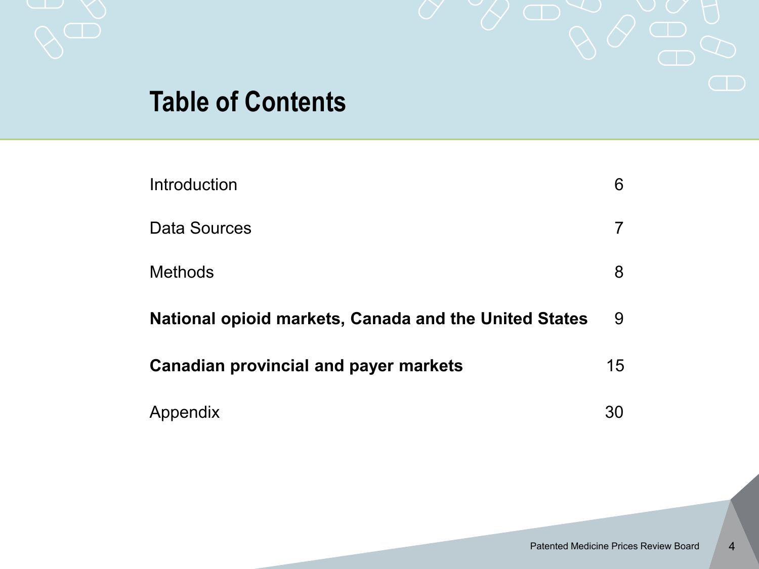# Table of Contents

| | |
|---|---|
| Introduction | 6 |
| Data Sources | 7 |
| Methods | 8 |
| **National opioid markets, Canada and the United States** | 9 |
| **Canadian provincial and payer markets** | 15 |
| Appendix | 30 |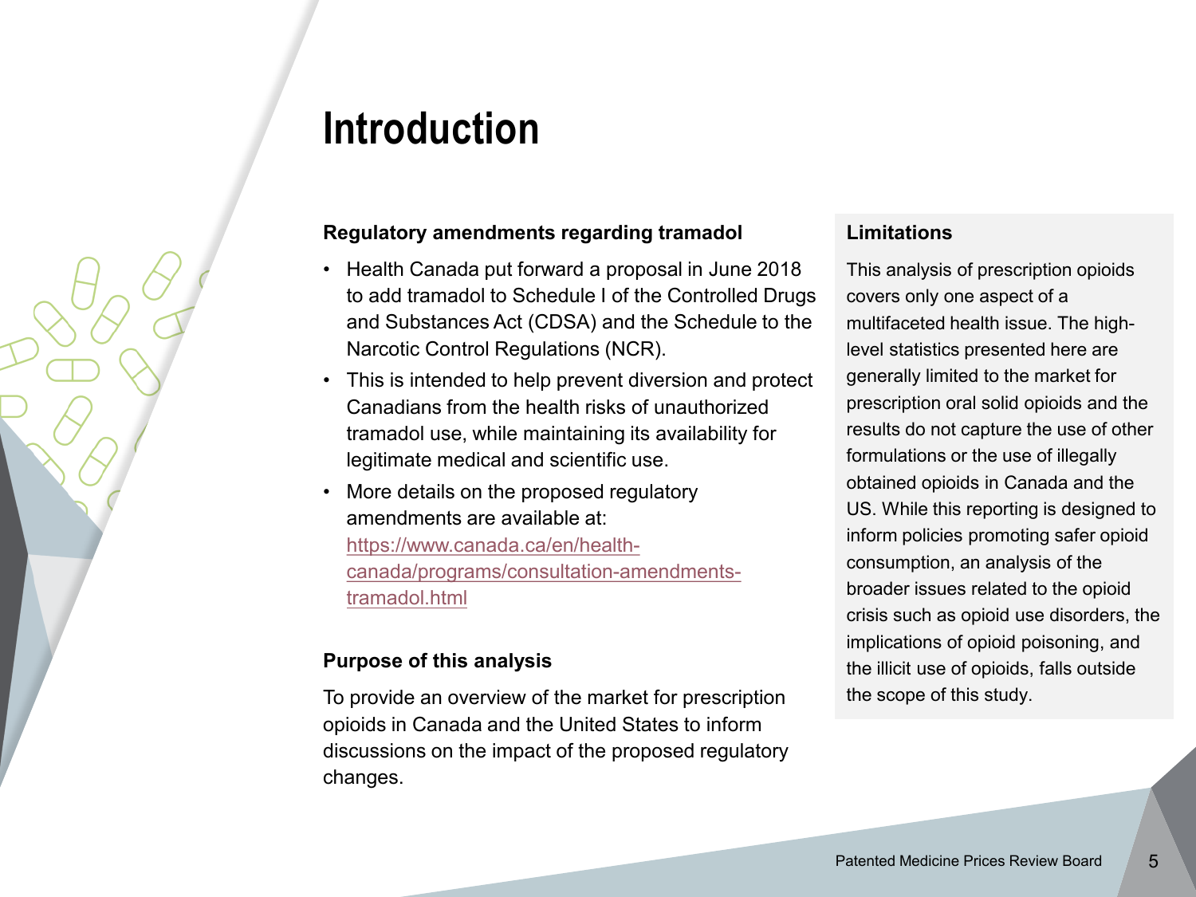# Introduction

### Regulatory amendments regarding tramadol

- Health Canada put forward a proposal in June 2018 to add tramadol to Schedule I of the Controlled Drugs and Substances Act (CDSA) and the Schedule to the Narcotic Control Regulations (NCR).
- This is intended to help prevent diversion and protect Canadians from the health risks of unauthorized tramadol use, while maintaining its availability for legitimate medical and scientific use.
- More details on the proposed regulatory amendments are available at: https://www.canada.ca/en/health-canada/programs/consultation-amendments-tramadol.html

### Purpose of this analysis

To provide an overview of the market for prescription opioids in Canada and the United States to inform discussions on the impact of the proposed regulatory changes.

### Limitations

This analysis of prescription opioids covers only one aspect of a multifaceted health issue. The high-level statistics presented here are generally limited to the market for prescription oral solid opioids and the results do not capture the use of other formulations or the use of illegally obtained opioids in Canada and the US. While this reporting is designed to inform policies promoting safer opioid consumption, an analysis of the broader issues related to the opioid crisis such as opioid use disorders, the implications of opioid poisoning, and the illicit use of opioids, falls outside the scope of this study.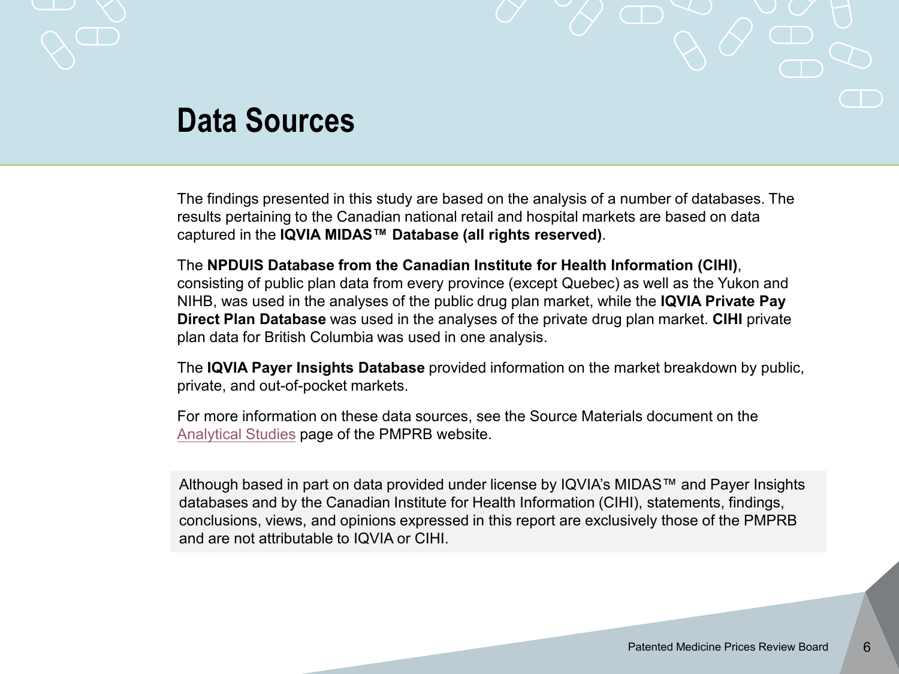# Data Sources

The findings presented in this study are based on the analysis of a number of databases. The results pertaining to the Canadian national retail and hospital markets are based on data captured in the **IQVIA MIDAS™ Database (all rights reserved)**.

The **NPDUIS Database from the Canadian Institute for Health Information (CIHI)**, consisting of public plan data from every province (except Quebec) as well as the Yukon and NIHB, was used in the analyses of the public drug plan market, while the **IQVIA Private Pay Direct Plan Database** was used in the analyses of the private drug plan market. **CIHI** private plan data for British Columbia was used in one analysis.

The **IQVIA Payer Insights Database** provided information on the market breakdown by public, private, and out-of-pocket markets.

For more information on these data sources, see the Source Materials document on the Analytical Studies page of the PMPRB website.

Although based in part on data provided under license by IQVIA's MIDAS™ and Payer Insights databases and by the Canadian Institute for Health Information (CIHI), statements, findings, conclusions, views, and opinions expressed in this report are exclusively those of the PMPRB and are not attributable to IQVIA or CIHI.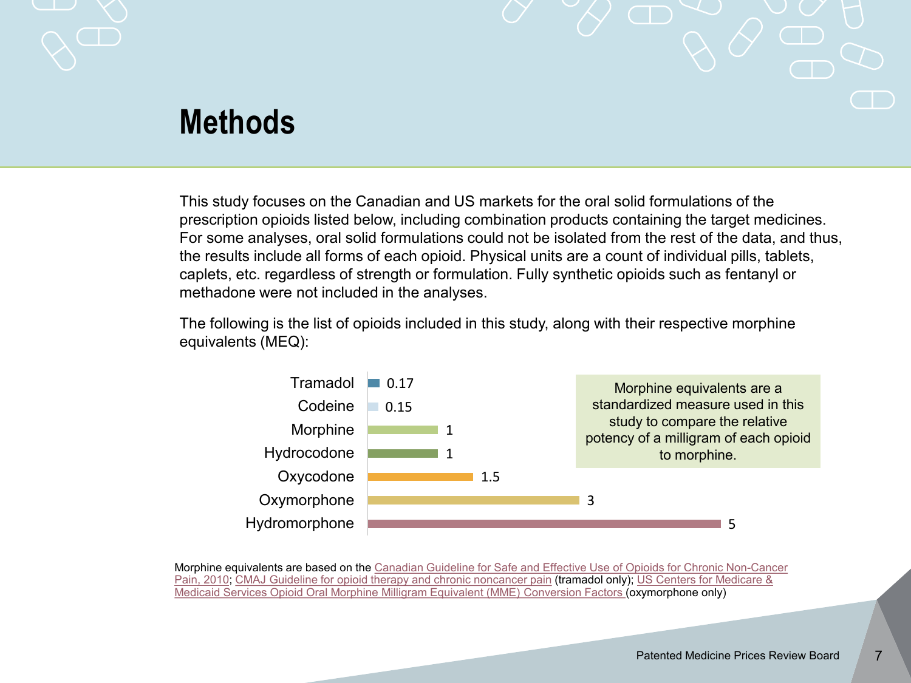# Methods

This study focuses on the Canadian and US markets for the oral solid formulations of the prescription opioids listed below, including combination products containing the target medicines. For some analyses, oral solid formulations could not be isolated from the rest of the data, and thus, the results include all forms of each opioid. Physical units are a count of individual pills, tablets, caplets, etc. regardless of strength or formulation. Fully synthetic opioids such as fentanyl or methadone were not included in the analyses.

The following is the list of opioids included in this study, along with their respective morphine equivalents (MEQ):

| Opioid | MEQ |
| --- | --- |
| Tramadol | 0.17 |
| Codeine | 0.15 |
| Morphine | 1 |
| Hydrocodone | 1 |
| Oxycodone | 1.5 |
| Oxymorphone | 3 |
| Hydromorphone | 5 |

Morphine equivalents are a standardized measure used in this study to compare the relative potency of a milligram of each opioid to morphine.

Morphine equivalents are based on the Canadian Guideline for Safe and Effective Use of Opioids for Chronic Non-Cancer Pain, 2010; CMAJ Guideline for opioid therapy and chronic noncancer pain (tramadol only); US Centers for Medicare & Medicaid Services Opioid Oral Morphine Milligram Equivalent (MME) Conversion Factors (oxymorphone only)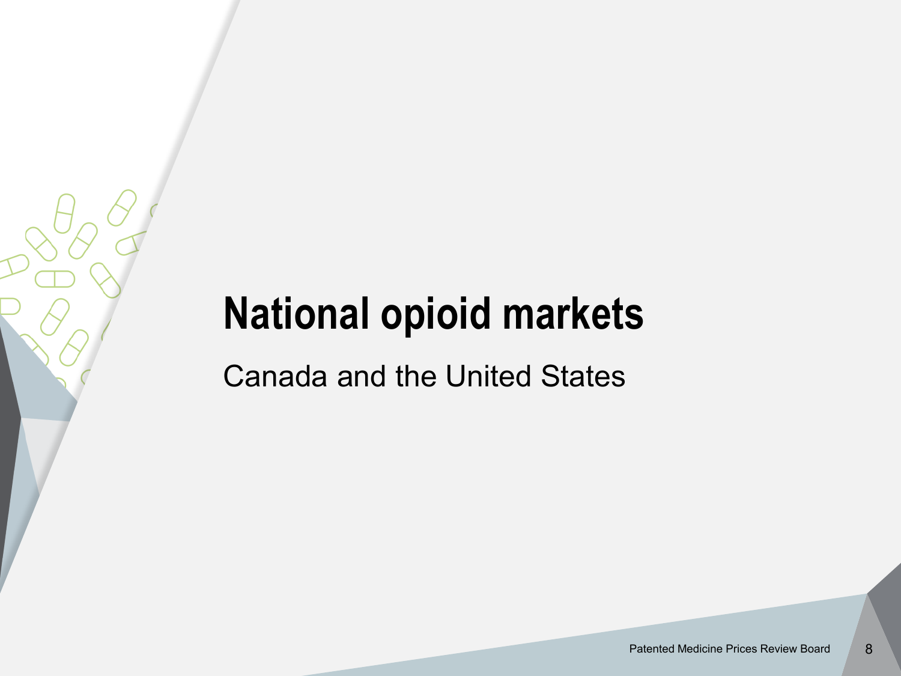# National opioid markets

Canada and the United States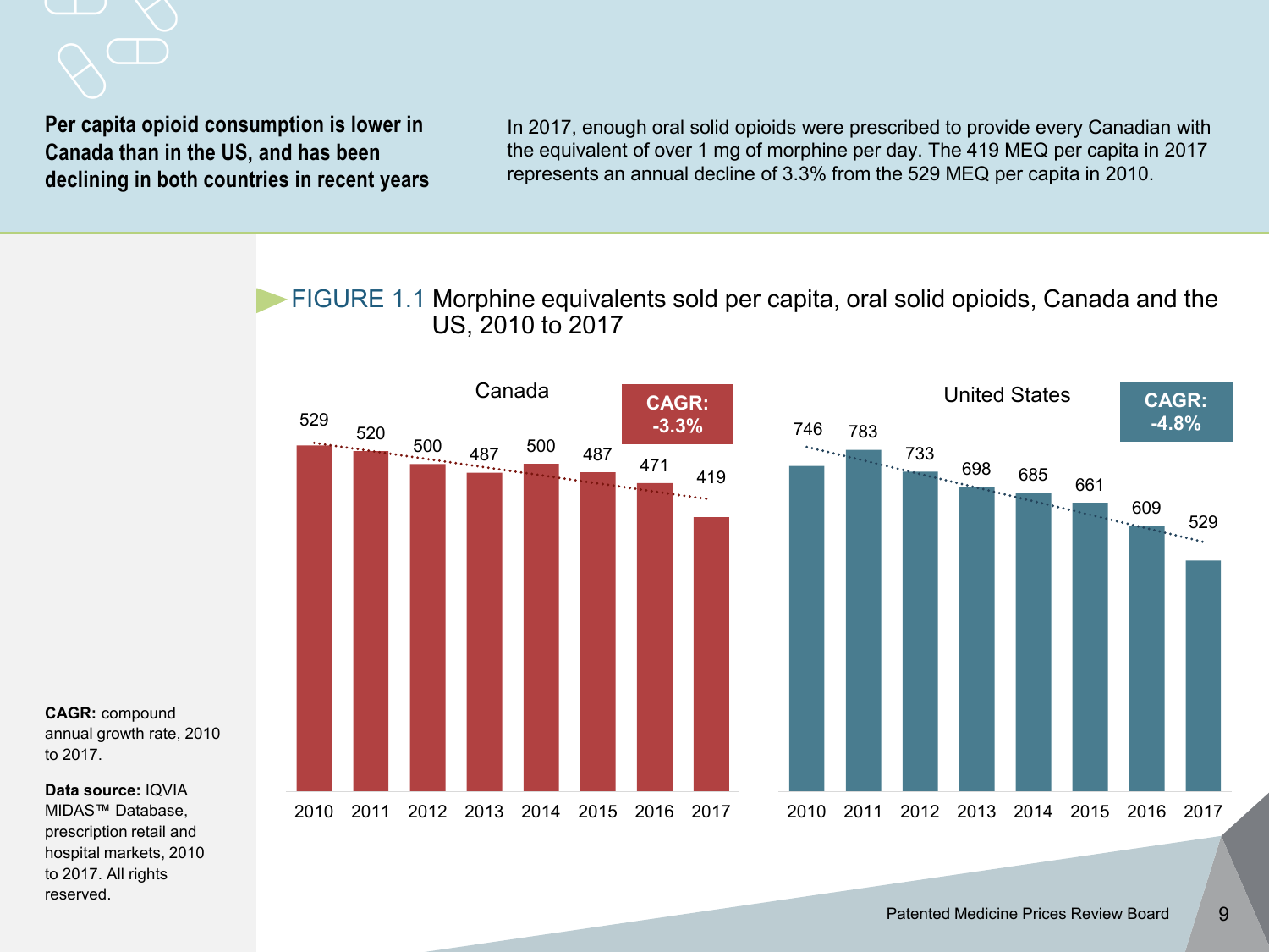**Per capita opioid consumption is lower in Canada than in the US, and has been declining in both countries in recent years**

In 2017, enough oral solid opioids were prescribed to provide every Canadian with the equivalent of over 1 mg of morphine per day. The 419 MEQ per capita in 2017 represents an annual decline of 3.3% from the 529 MEQ per capita in 2010.

FIGURE 1.1 Morphine equivalents sold per capita, oral solid opioids, Canada and the US, 2010 to 2017

| Year | Canada | United States |
|---|---|---|
| 2010 | 529 | 746 |
| 2011 | 520 | 783 |
| 2012 | 500 | 733 |
| 2013 | 487 | 698 |
| 2014 | 500 | 685 |
| 2015 | 487 | 661 |
| 2016 | 471 | 609 |
| 2017 | 419 | 529 |
| CAGR | -3.3% | -4.8% |

**CAGR:** compound annual growth rate, 2010 to 2017.

**Data source:** IQVIA MIDAS™ Database, prescription retail and hospital markets, 2010 to 2017. All rights reserved.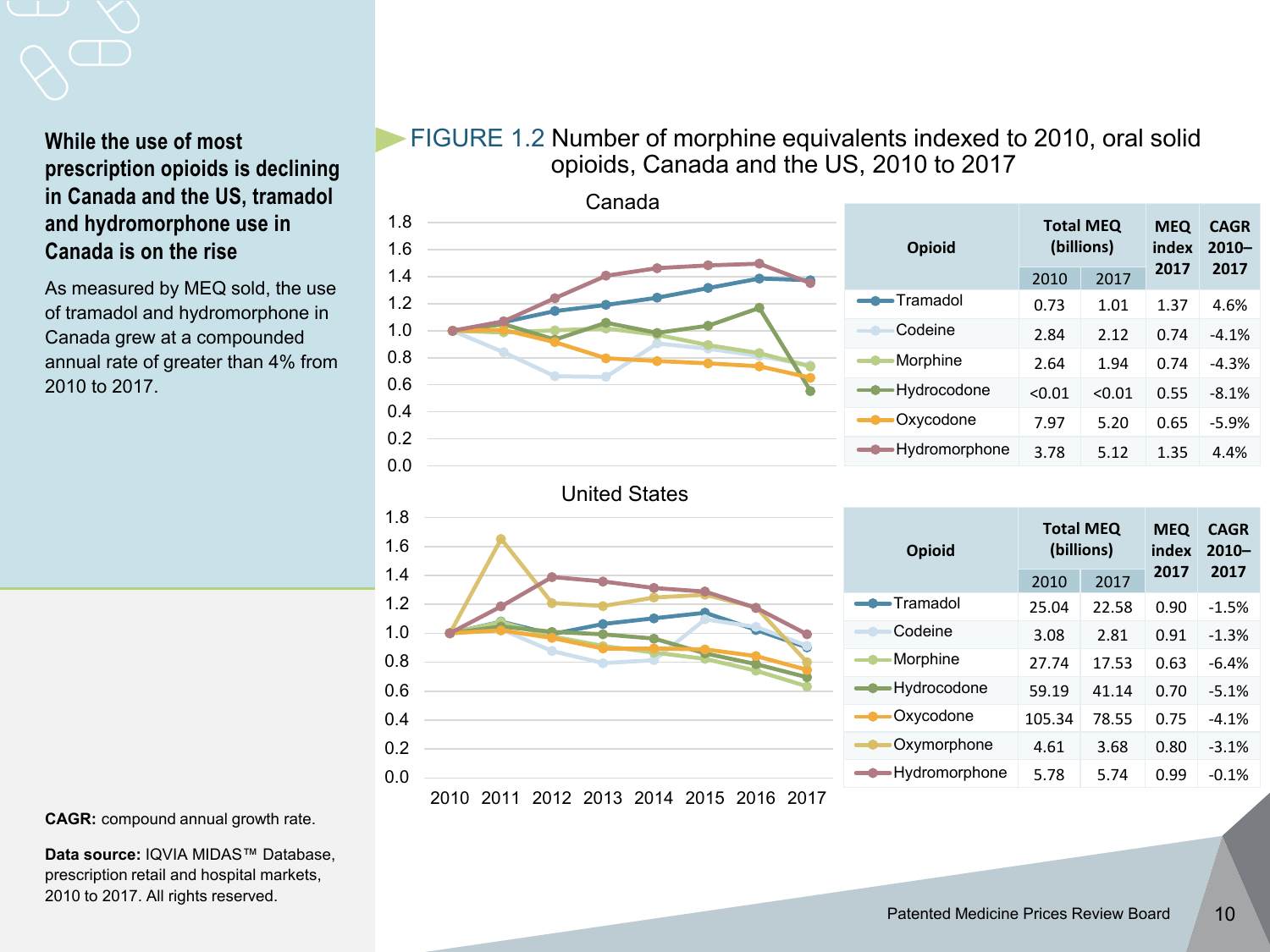### While the use of most prescription opioids is declining in Canada and the US, tramadol and hydromorphone use in Canada is on the rise

As measured by MEQ sold, the use of tramadol and hydromorphone in Canada grew at a compounded annual rate of greater than 4% from 2010 to 2017.

**FIGURE 1.2** Number of morphine equivalents indexed to 2010, oral solid opioids, Canada and the US, 2010 to 2017

**Canada**

| Opioid | Total MEQ (billions) | | MEQ index 2017 | CAGR 2010–2017 |
|---|---|---|---|---|
| | 2010 | 2017 | | |
| Tramadol | 0.73 | 1.01 | 1.37 | 4.6% |
| Codeine | 2.84 | 2.12 | 0.74 | -4.1% |
| Morphine | 2.64 | 1.94 | 0.74 | -4.3% |
| Hydrocodone | <0.01 | <0.01 | 0.55 | -8.1% |
| Oxycodone | 7.97 | 5.20 | 0.65 | -5.9% |
| Hydromorphone | 3.78 | 5.12 | 1.35 | 4.4% |

**United States**

| Opioid | Total MEQ (billions) | | MEQ index 2017 | CAGR 2010–2017 |
|---|---|---|---|---|
| | 2010 | 2017 | | |
| Tramadol | 25.04 | 22.58 | 0.90 | -1.5% |
| Codeine | 3.08 | 2.81 | 0.91 | -1.3% |
| Morphine | 27.74 | 17.53 | 0.63 | -6.4% |
| Hydrocodone | 59.19 | 41.14 | 0.70 | -5.1% |
| Oxycodone | 105.34 | 78.55 | 0.75 | -4.1% |
| Oxymorphone | 4.61 | 3.68 | 0.80 | -3.1% |
| Hydromorphone | 5.78 | 5.74 | 0.99 | -0.1% |

**CAGR:** compound annual growth rate.

**Data source:** IQVIA MIDAS™ Database, prescription retail and hospital markets, 2010 to 2017. All rights reserved.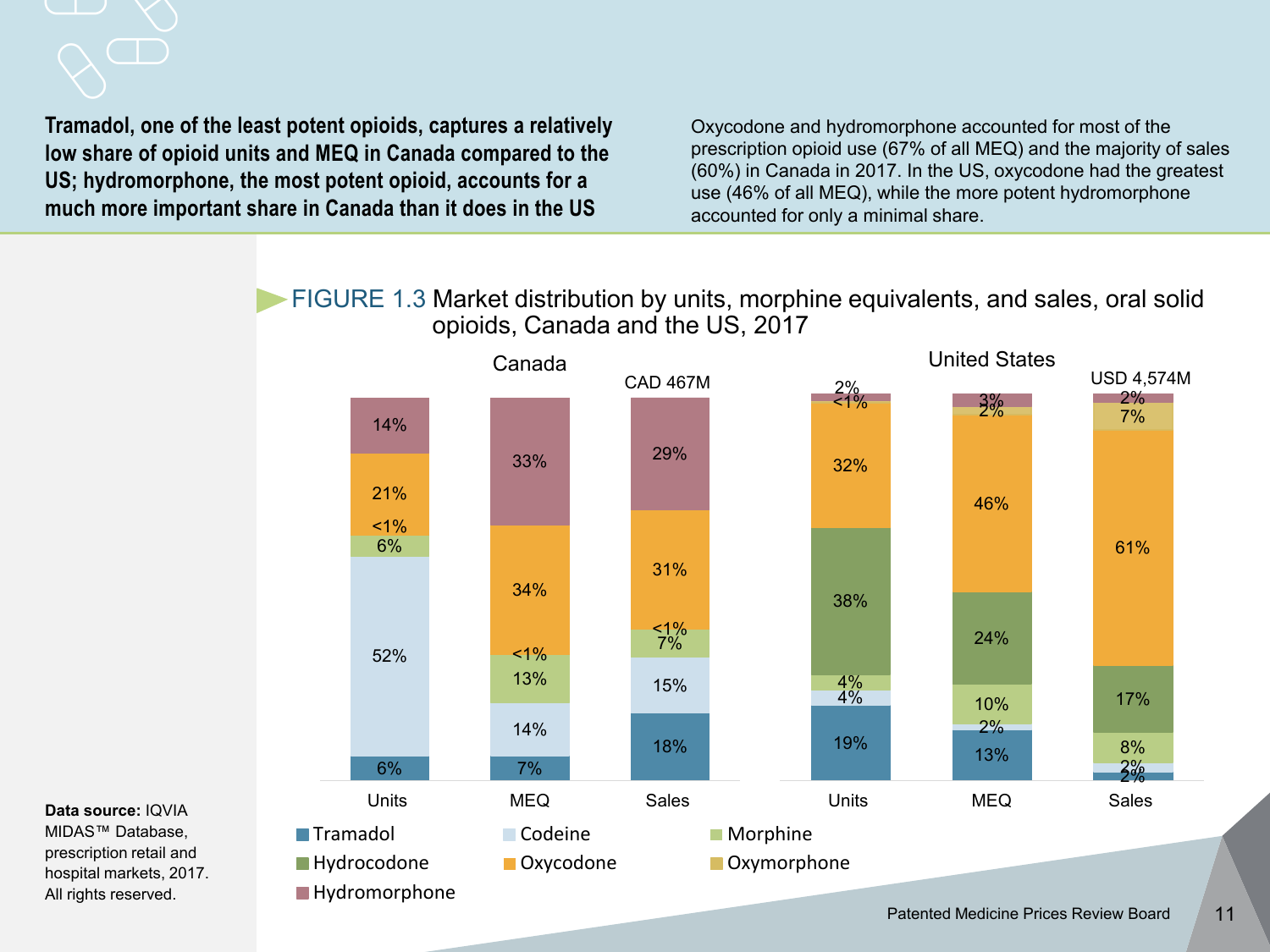**Tramadol, one of the least potent opioids, captures a relatively low share of opioid units and MEQ in Canada compared to the US; hydromorphone, the most potent opioid, accounts for a much more important share in Canada than it does in the US**

Oxycodone and hydromorphone accounted for most of the prescription opioid use (67% of all MEQ) and the majority of sales (60%) in Canada in 2017. In the US, oxycodone had the greatest use (46% of all MEQ), while the more potent hydromorphone accounted for only a minimal share.

FIGURE 1.3 Market distribution by units, morphine equivalents, and sales, oral solid opioids, Canada and the US, 2017

| | Canada – Units | Canada – MEQ | Canada – Sales (CAD 467M) | United States – Units | United States – MEQ | United States – Sales (USD 4,574M) |
|---|---|---|---|---|---|---|
| Tramadol | 6% | 7% | 18% | 19% | 13% | 2% |
| Codeine | 52% | 14% | 15% | 4% | 2% | 2% |
| Morphine | 6% | 13% | 7% | 4% | 10% | 8% |
| Hydrocodone | <1% | <1% | <1% | 38% | 24% | 17% |
| Oxycodone | 21% | 34% | 31% | 32% | 46% | 61% |
| Oxymorphone | | | | <1% | 2% | 7% |
| Hydromorphone | 14% | 33% | 29% | 2% | 3% | 2% |

**Data source:** IQVIA MIDAS™ Database, prescription retail and hospital markets, 2017. All rights reserved.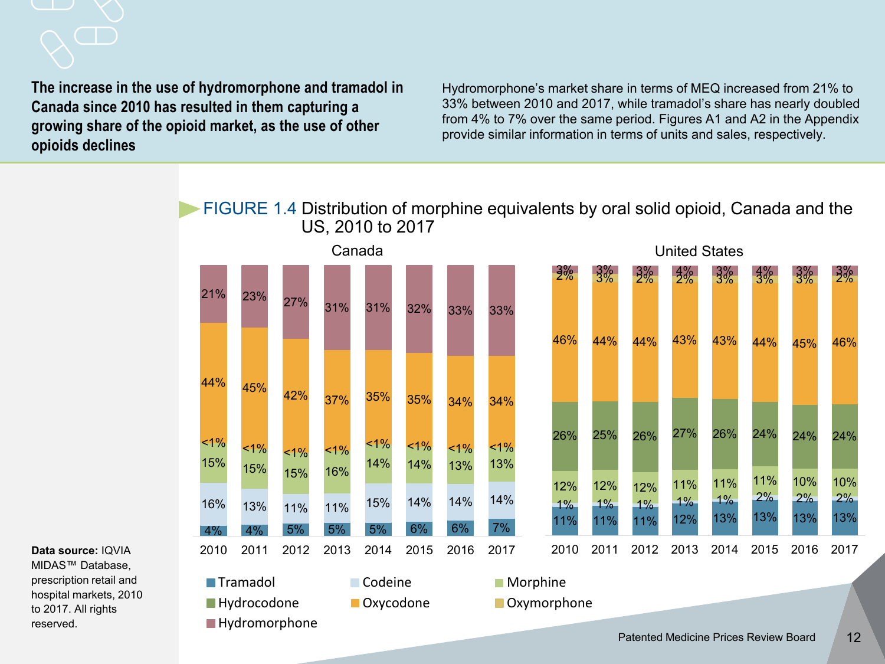**The increase in the use of hydromorphone and tramadol in Canada since 2010 has resulted in them capturing a growing share of the opioid market, as the use of other opioids declines**

Hydromorphone's market share in terms of MEQ increased from 21% to 33% between 2010 and 2017, while tramadol's share has nearly doubled from 4% to 7% over the same period. Figures A1 and A2 in the Appendix provide similar information in terms of units and sales, respectively.

FIGURE 1.4 Distribution of morphine equivalents by oral solid opioid, Canada and the US, 2010 to 2017

**Canada**

| | 2010 | 2011 | 2012 | 2013 | 2014 | 2015 | 2016 | 2017 |
|---|---|---|---|---|---|---|---|---|
| Hydromorphone | 21% | 23% | 27% | 31% | 31% | 32% | 33% | 33% |
| Oxycodone | 44% | 45% | 42% | 37% | 35% | 35% | 34% | 34% |
| Hydrocodone | <1% | <1% | <1% | <1% | <1% | <1% | <1% | <1% |
| Morphine | 15% | 15% | 15% | 16% | 14% | 14% | 13% | 13% |
| Codeine | 16% | 13% | 11% | 11% | 15% | 14% | 14% | 14% |
| Tramadol | 4% | 4% | 5% | 5% | 5% | 6% | 6% | 7% |

**United States**

| | 2010 | 2011 | 2012 | 2013 | 2014 | 2015 | 2016 | 2017 |
|---|---|---|---|---|---|---|---|---|
| Hydromorphone | 3% | 3% | 3% | 4% | 3% | 4% | 3% | 3% |
| Oxymorphone | 2% | 3% | 2% | 2% | 3% | 3% | 3% | 2% |
| Oxycodone | 46% | 44% | 44% | 43% | 43% | 44% | 45% | 46% |
| Hydrocodone | 26% | 25% | 26% | 27% | 26% | 24% | 24% | 24% |
| Morphine | 12% | 12% | 12% | 11% | 11% | 11% | 10% | 10% |
| Codeine | 1% | 1% | 1% | 1% | 1% | 2% | 2% | 2% |
| Tramadol | 11% | 11% | 11% | 12% | 13% | 13% | 13% | 13% |

**Data source:** IQVIA MIDAS™ Database, prescription retail and hospital markets, 2010 to 2017. All rights reserved.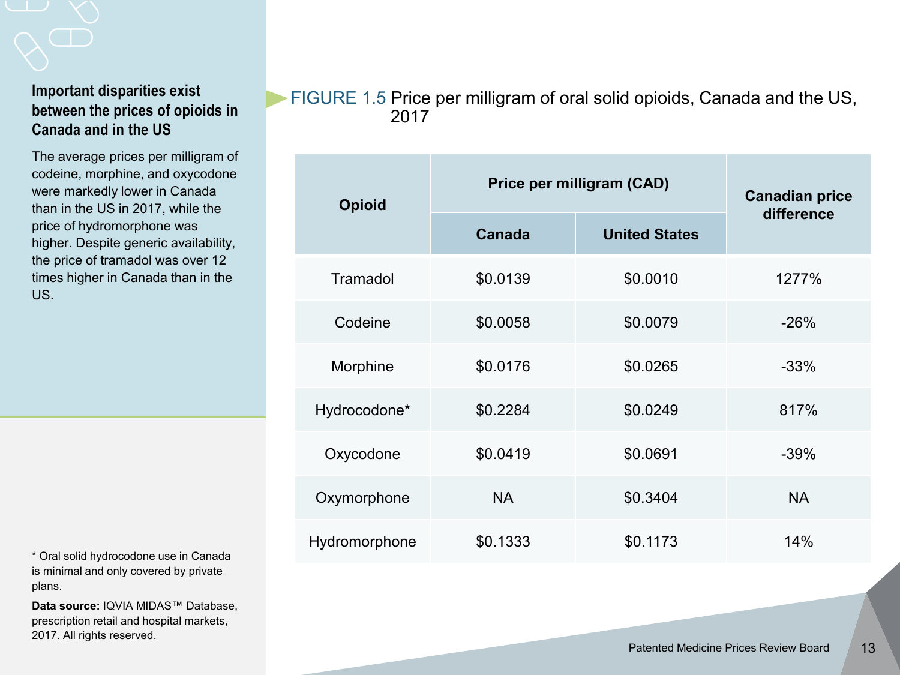### Important disparities exist between the prices of opioids in Canada and in the US

The average prices per milligram of codeine, morphine, and oxycodone were markedly lower in Canada than in the US in 2017, while the price of hydromorphone was higher. Despite generic availability, the price of tramadol was over 12 times higher in Canada than in the US.

FIGURE 1.5 Price per milligram of oral solid opioids, Canada and the US, 2017

| Opioid | Price per milligram (CAD) | | Canadian price difference |
|---|---|---|---|
| | Canada | United States | |
| Tramadol | $0.0139 | $0.0010 | 1277% |
| Codeine | $0.0058 | $0.0079 | -26% |
| Morphine | $0.0176 | $0.0265 | -33% |
| Hydrocodone* | $0.2284 | $0.0249 | 817% |
| Oxycodone | $0.0419 | $0.0691 | -39% |
| Oxymorphone | NA | $0.3404 | NA |
| Hydromorphone | $0.1333 | $0.1173 | 14% |

* Oral solid hydrocodone use in Canada is minimal and only covered by private plans.

**Data source:** IQVIA MIDAS™ Database, prescription retail and hospital markets, 2017. All rights reserved.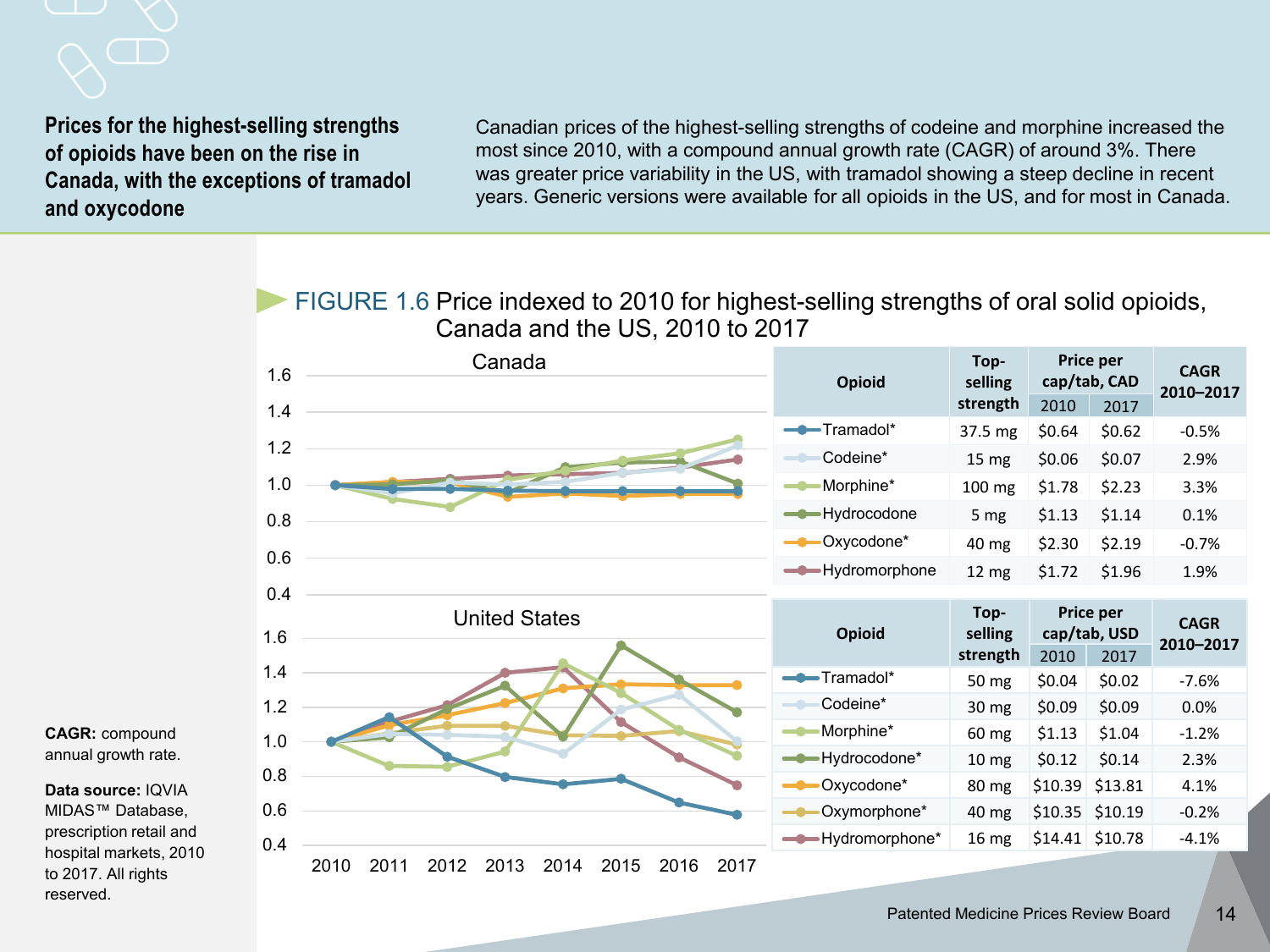## Prices for the highest-selling strengths of opioids have been on the rise in Canada, with the exceptions of tramadol and oxycodone

Canadian prices of the highest-selling strengths of codeine and morphine increased the most since 2010, with a compound annual growth rate (CAGR) of around 3%. There was greater price variability in the US, with tramadol showing a steep decline in recent years. Generic versions were available for all opioids in the US, and for most in Canada.

**FIGURE 1.6** Price indexed to 2010 for highest-selling strengths of oral solid opioids, Canada and the US, 2010 to 2017

**Canada**

| Opioid | Top-selling strength | Price per cap/tab, CAD | | CAGR 2010–2017 |
|---|---|---|---|---|
| | | 2010 | 2017 | |
| Tramadol* | 37.5 mg | $0.64 | $0.62 | -0.5% |
| Codeine* | 15 mg | $0.06 | $0.07 | 2.9% |
| Morphine* | 100 mg | $1.78 | $2.23 | 3.3% |
| Hydrocodone | 5 mg | $1.13 | $1.14 | 0.1% |
| Oxycodone* | 40 mg | $2.30 | $2.19 | -0.7% |
| Hydromorphone | 12 mg | $1.72 | $1.96 | 1.9% |

**United States**

| Opioid | Top-selling strength | Price per cap/tab, USD | | CAGR 2010–2017 |
|---|---|---|---|---|
| | | 2010 | 2017 | |
| Tramadol* | 50 mg | $0.04 | $0.02 | -7.6% |
| Codeine* | 30 mg | $0.09 | $0.09 | 0.0% |
| Morphine* | 60 mg | $1.13 | $1.04 | -1.2% |
| Hydrocodone* | 10 mg | $0.12 | $0.14 | 2.3% |
| Oxycodone* | 80 mg | $10.39 | $13.81 | 4.1% |
| Oxymorphone* | 40 mg | $10.35 | $10.19 | -0.2% |
| Hydromorphone* | 16 mg | $14.41 | $10.78 | -4.1% |

**CAGR:** compound annual growth rate.

**Data source:** IQVIA MIDAS™ Database, prescription retail and hospital markets, 2010 to 2017. All rights reserved.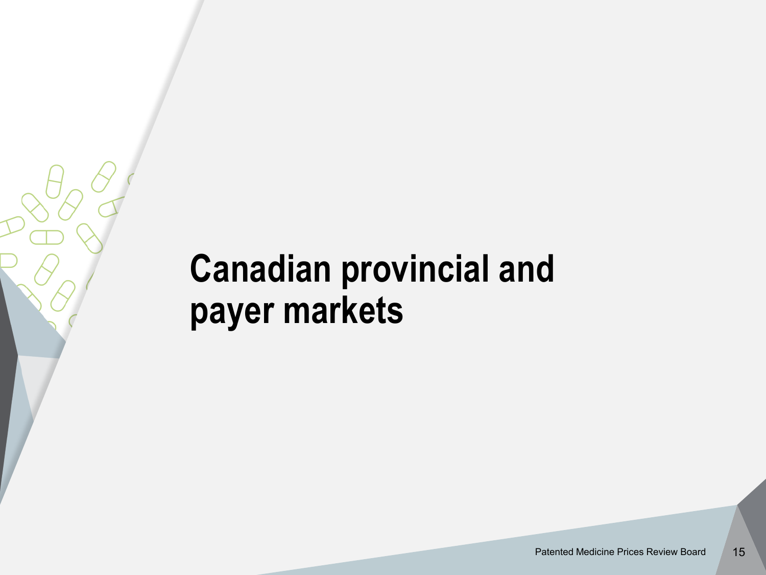# Canadian provincial and payer markets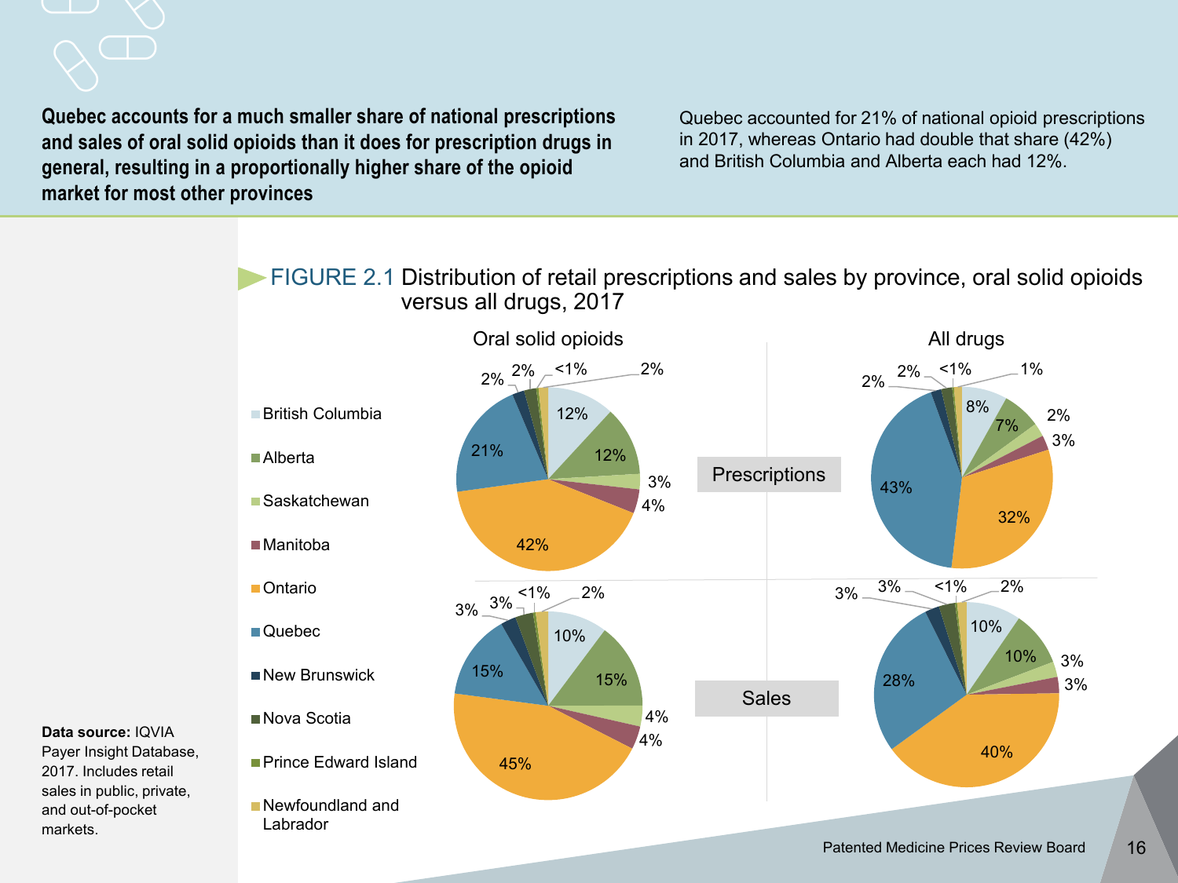**Quebec accounts for a much smaller share of national prescriptions and sales of oral solid opioids than it does for prescription drugs in general, resulting in a proportionally higher share of the opioid market for most other provinces**

Quebec accounted for 21% of national opioid prescriptions in 2017, whereas Ontario had double that share (42%) and British Columbia and Alberta each had 12%.

FIGURE 2.1 Distribution of retail prescriptions and sales by province, oral solid opioids versus all drugs, 2017

| Province | Prescriptions: Oral solid opioids | Prescriptions: All drugs | Sales: Oral solid opioids | Sales: All drugs |
|---|---|---|---|---|
| British Columbia | 12% | 8% | 10% | 10% |
| Alberta | 12% | 7% | 15% | 10% |
| Saskatchewan | 3% | 2% | 4% | 3% |
| Manitoba | 4% | 3% | 4% | 3% |
| Ontario | 42% | 32% | 45% | 40% |
| Quebec | 21% | 43% | 15% | 28% |
| New Brunswick | 2% | 2% | 3% | 3% |
| Nova Scotia | 2% | 2% | 3% | 3% |
| Prince Edward Island | <1% | <1% | <1% | <1% |
| Newfoundland and Labrador | 2% | 1% | 2% | 2% |

**Data source:** IQVIA Payer Insight Database, 2017. Includes retail sales in public, private, and out-of-pocket markets.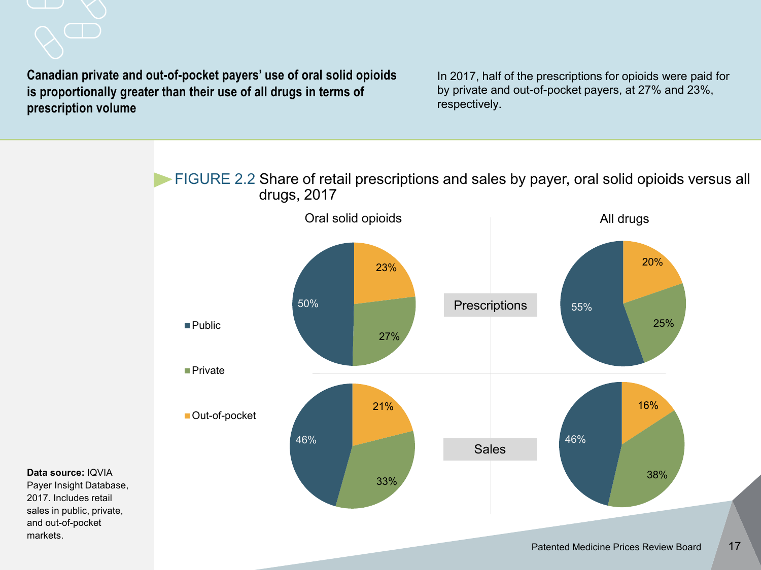**Canadian private and out-of-pocket payers' use of oral solid opioids is proportionally greater than their use of all drugs in terms of prescription volume**

In 2017, half of the prescriptions for opioids were paid for by private and out-of-pocket payers, at 27% and 23%, respectively.

FIGURE 2.2 Share of retail prescriptions and sales by payer, oral solid opioids versus all drugs, 2017

| | Oral solid opioids: Public | Oral solid opioids: Private | Oral solid opioids: Out-of-pocket | All drugs: Public | All drugs: Private | All drugs: Out-of-pocket |
|---|---|---|---|---|---|---|
| Prescriptions | 50% | 27% | 23% | 55% | 25% | 20% |
| Sales | 46% | 33% | 21% | 46% | 38% | 16% |

**Data source:** IQVIA Payer Insight Database, 2017. Includes retail sales in public, private, and out-of-pocket markets.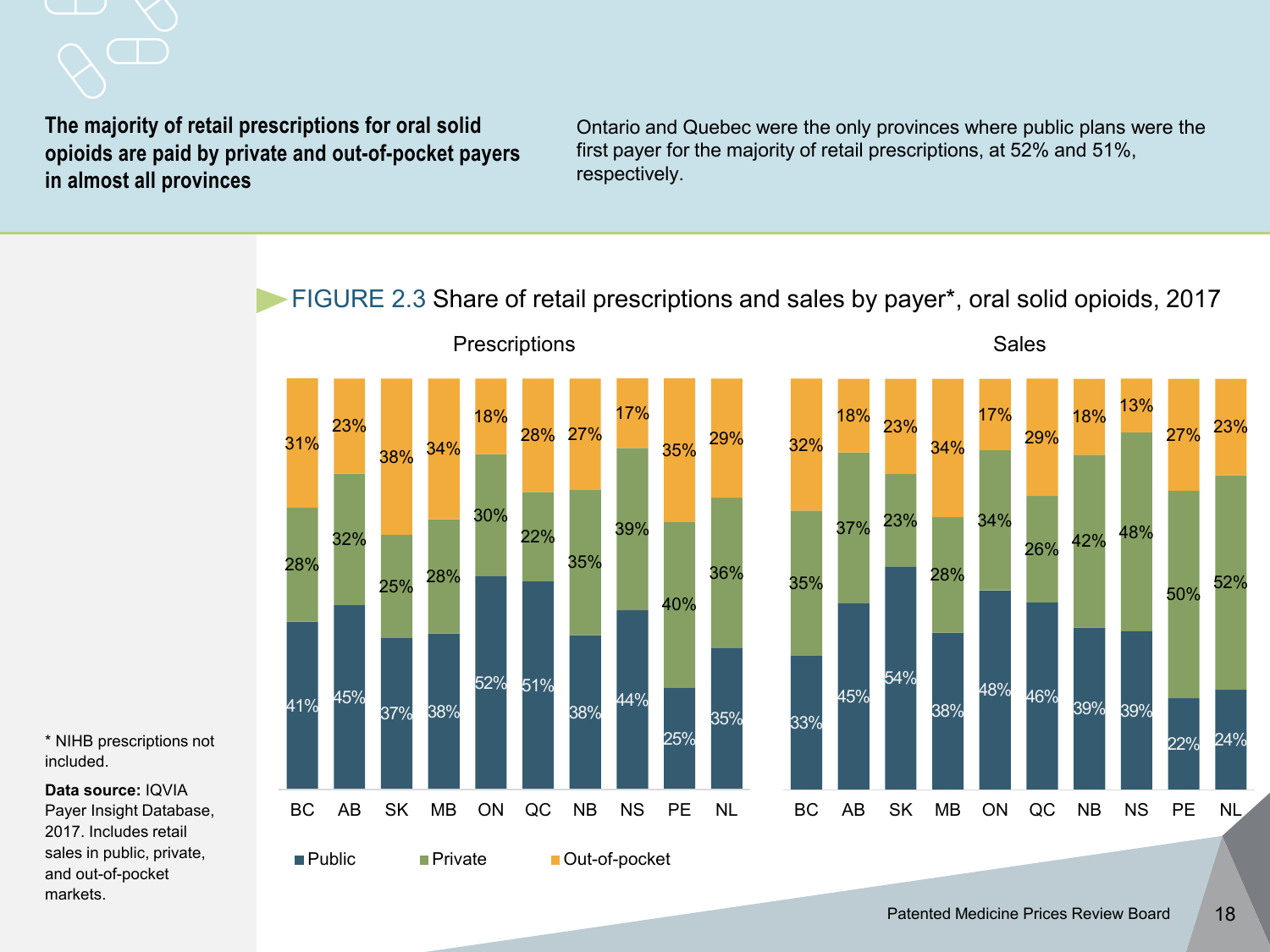**The majority of retail prescriptions for oral solid opioids are paid by private and out-of-pocket payers in almost all provinces**

Ontario and Quebec were the only provinces where public plans were the first payer for the majority of retail prescriptions, at 52% and 51%, respectively.

FIGURE 2.3 Share of retail prescriptions and sales by payer*, oral solid opioids, 2017

**Prescriptions**

| | BC | AB | SK | MB | ON | QC | NB | NS | PE | NL |
|---|---|---|---|---|---|---|---|---|---|---|
| Public | 41% | 45% | 37% | 38% | 52% | 51% | 38% | 44% | 25% | 35% |
| Private | 28% | 32% | 25% | 28% | 30% | 22% | 35% | 39% | 40% | 36% |
| Out-of-pocket | 31% | 23% | 38% | 34% | 18% | 28% | 27% | 17% | 35% | 29% |

**Sales**

| | BC | AB | SK | MB | ON | QC | NB | NS | PE | NL |
|---|---|---|---|---|---|---|---|---|---|---|
| Public | 33% | 45% | 54% | 38% | 48% | 46% | 39% | 39% | 22% | 24% |
| Private | 35% | 37% | 23% | 28% | 34% | 26% | 42% | 48% | 50% | 52% |
| Out-of-pocket | 32% | 18% | 23% | 34% | 17% | 29% | 18% | 13% | 27% | 23% |

* NIHB prescriptions not included.

**Data source:** IQVIA Payer Insight Database, 2017. Includes retail sales in public, private, and out-of-pocket markets.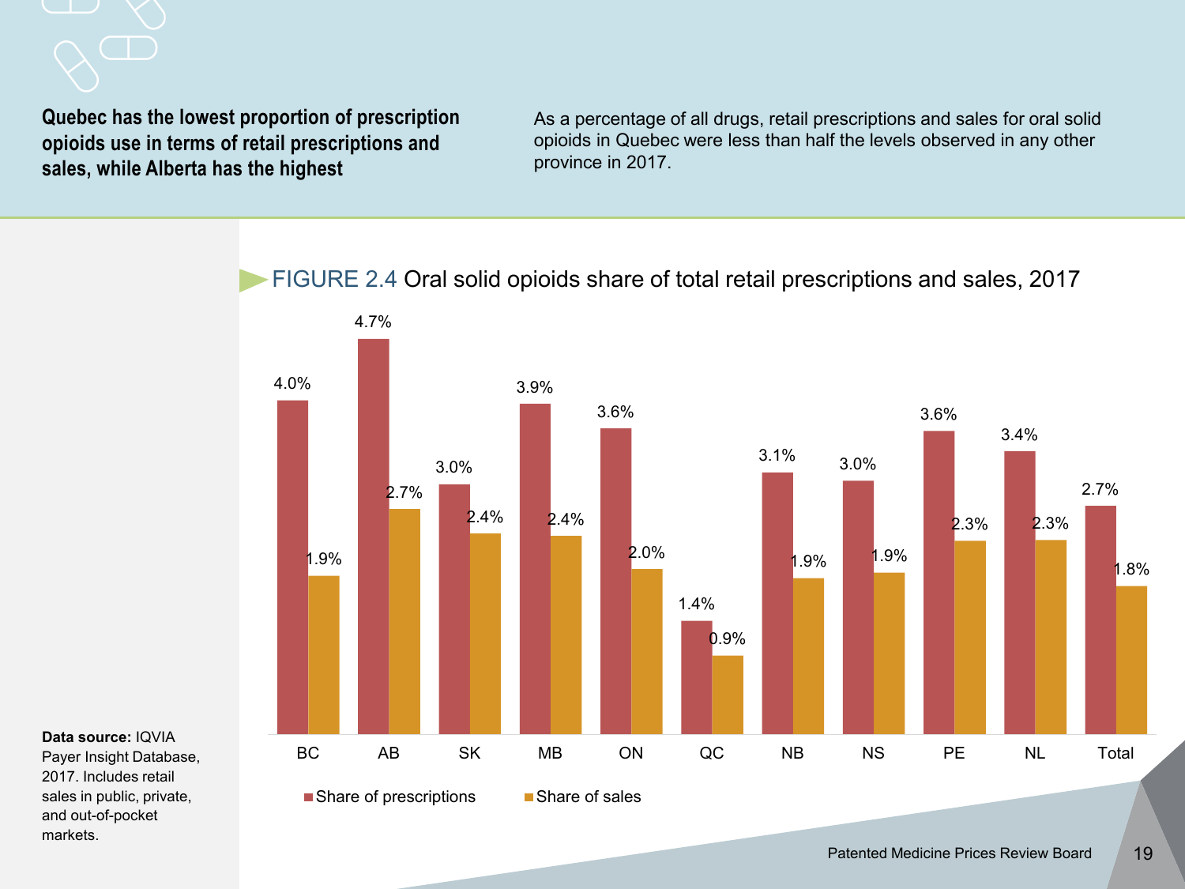**Quebec has the lowest proportion of prescription opioids use in terms of retail prescriptions and sales, while Alberta has the highest**

As a percentage of all drugs, retail prescriptions and sales for oral solid opioids in Quebec were less than half the levels observed in any other province in 2017.

FIGURE 2.4 Oral solid opioids share of total retail prescriptions and sales, 2017

| | BC | AB | SK | MB | ON | QC | NB | NS | PE | NL | Total |
|---|---|---|---|---|---|---|---|---|---|---|---|
| Share of prescriptions | 4.0% | 4.7% | 3.0% | 3.9% | 3.6% | 1.4% | 3.1% | 3.0% | 3.6% | 3.4% | 2.7% |
| Share of sales | 1.9% | 2.7% | 2.4% | 2.4% | 2.0% | 0.9% | 1.9% | 1.9% | 2.3% | 2.3% | 1.8% |

**Data source:** IQVIA Payer Insight Database, 2017. Includes retail sales in public, private, and out-of-pocket markets.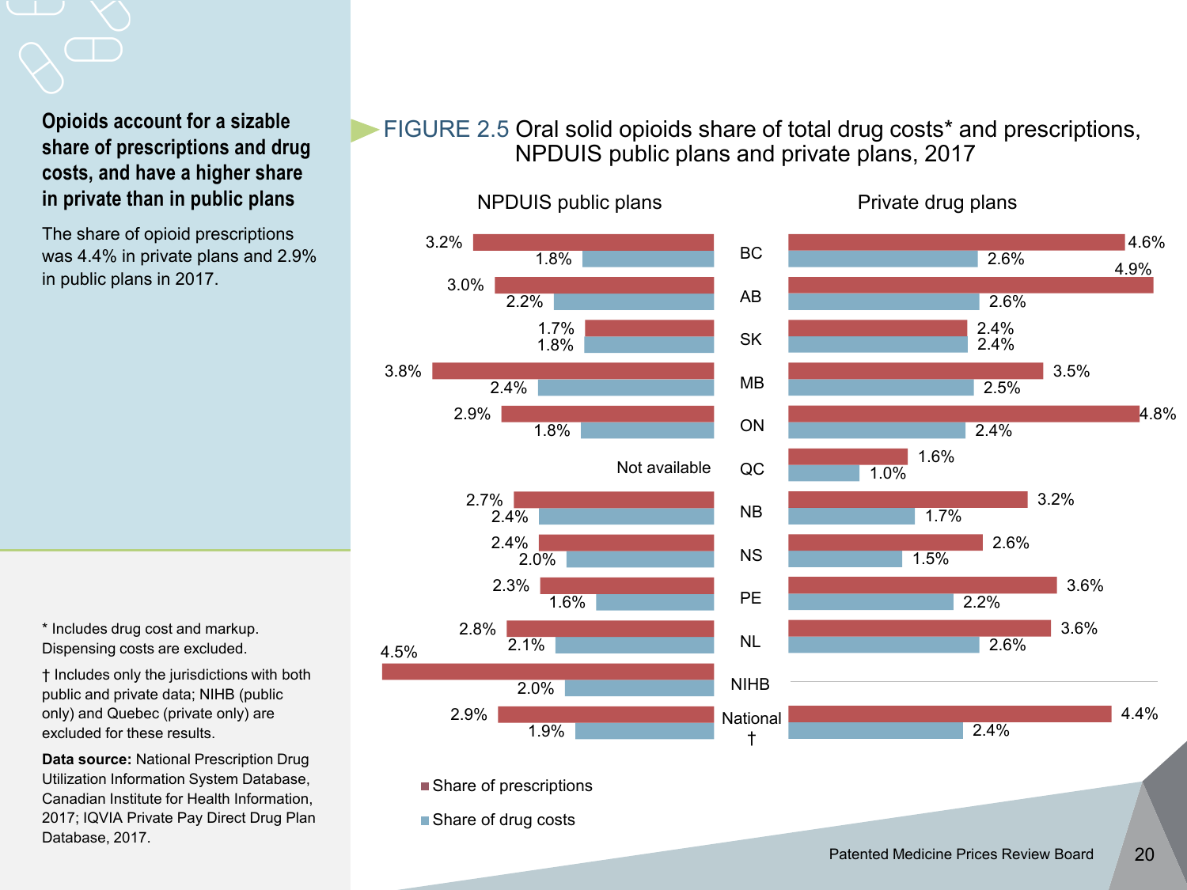## Opioids account for a sizable share of prescriptions and drug costs, and have a higher share in private than in public plans

The share of opioid prescriptions was 4.4% in private plans and 2.9% in public plans in 2017.

**FIGURE 2.5** Oral solid opioids share of total drug costs* and prescriptions, NPDUIS public plans and private plans, 2017

| Jurisdiction | NPDUIS public plans: Share of prescriptions | NPDUIS public plans: Share of drug costs | Private drug plans: Share of prescriptions | Private drug plans: Share of drug costs |
|---|---|---|---|---|
| BC | 3.2% | 1.8% | 4.6% | 2.6% |
| AB | 3.0% | 2.2% | 4.9% | 2.6% |
| SK | 1.7% | 1.8% | 2.4% | 2.4% |
| MB | 3.8% | 2.4% | 3.5% | 2.5% |
| ON | 2.9% | 1.8% | 4.8% | 2.4% |
| QC | Not available | | 1.6% | 1.0% |
| NB | 2.7% | 2.4% | 3.2% | 1.7% |
| NS | 2.4% | 2.0% | 2.6% | 1.5% |
| PE | 2.3% | 1.6% | 3.6% | 2.2% |
| NL | 2.8% | 2.1% | 3.6% | 2.6% |
| NIHB | 4.5% | 2.0% | | |
| National † | 2.9% | 1.9% | 4.4% | 2.4% |

\* Includes drug cost and markup. Dispensing costs are excluded.

† Includes only the jurisdictions with both public and private data; NIHB (public only) and Quebec (private only) are excluded for these results.

**Data source:** National Prescription Drug Utilization Information System Database, Canadian Institute for Health Information, 2017; IQVIA Private Pay Direct Drug Plan Database, 2017.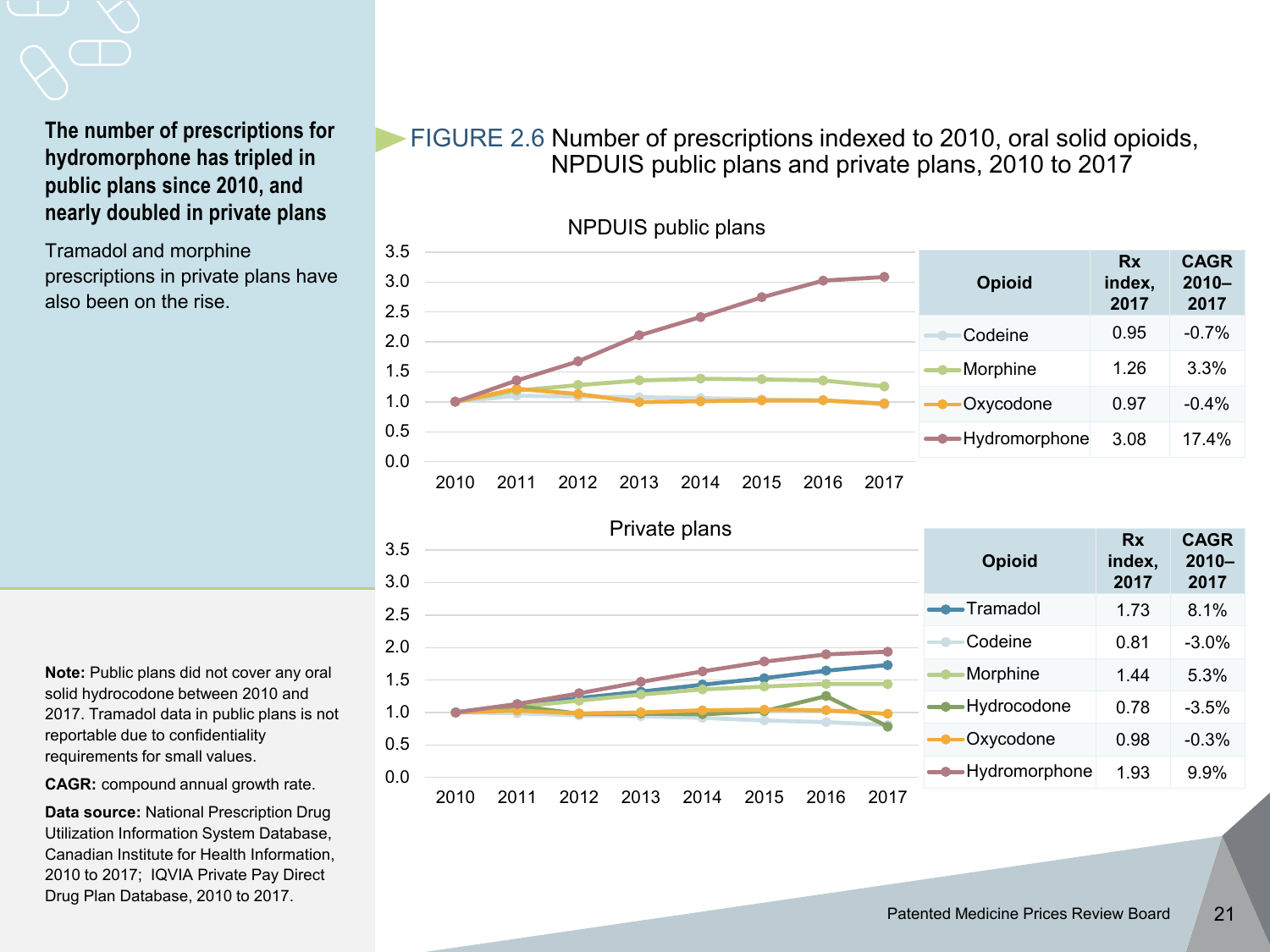**The number of prescriptions for hydromorphone has tripled in public plans since 2010, and nearly doubled in private plans**

Tramadol and morphine prescriptions in private plans have also been on the rise.

FIGURE 2.6 Number of prescriptions indexed to 2010, oral solid opioids, NPDUIS public plans and private plans, 2010 to 2017

**NPDUIS public plans**

| Opioid | Rx index, 2017 | CAGR 2010–2017 |
|---|---|---|
| Codeine | 0.95 | -0.7% |
| Morphine | 1.26 | 3.3% |
| Oxycodone | 0.97 | -0.4% |
| Hydromorphone | 3.08 | 17.4% |

**Private plans**

| Opioid | Rx index, 2017 | CAGR 2010–2017 |
|---|---|---|
| Tramadol | 1.73 | 8.1% |
| Codeine | 0.81 | -3.0% |
| Morphine | 1.44 | 5.3% |
| Hydrocodone | 0.78 | -3.5% |
| Oxycodone | 0.98 | -0.3% |
| Hydromorphone | 1.93 | 9.9% |

**Note:** Public plans did not cover any oral solid hydrocodone between 2010 and 2017. Tramadol data in public plans is not reportable due to confidentiality requirements for small values.

**CAGR:** compound annual growth rate.

**Data source:** National Prescription Drug Utilization Information System Database, Canadian Institute for Health Information, 2010 to 2017; IQVIA Private Pay Direct Drug Plan Database, 2010 to 2017.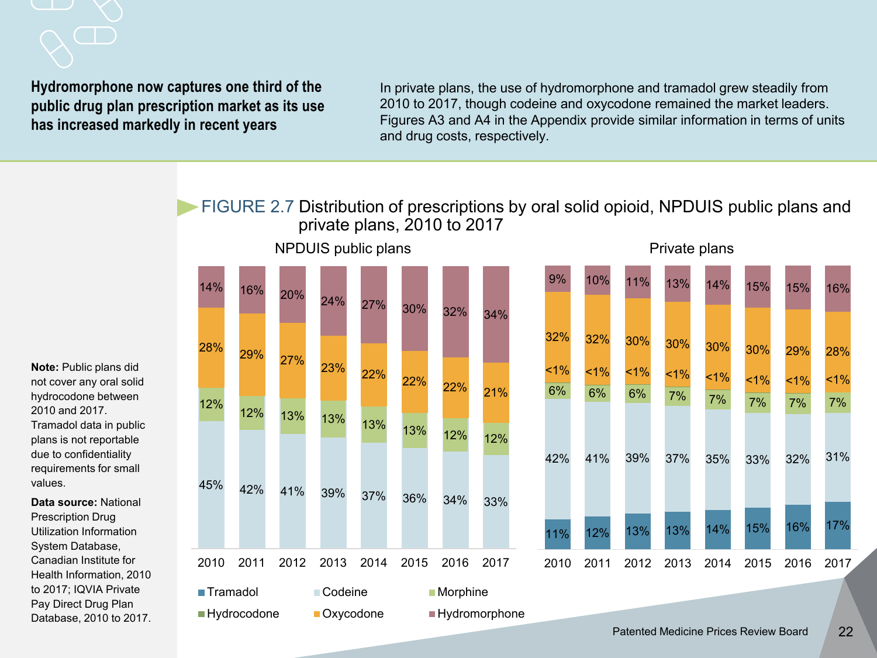**Hydromorphone now captures one third of the public drug plan prescription market as its use has increased markedly in recent years**

In private plans, the use of hydromorphone and tramadol grew steadily from 2010 to 2017, though codeine and oxycodone remained the market leaders. Figures A3 and A4 in the Appendix provide similar information in terms of units and drug costs, respectively.

FIGURE 2.7 Distribution of prescriptions by oral solid opioid, NPDUIS public plans and private plans, 2010 to 2017

NPDUIS public plans

| Drug | 2010 | 2011 | 2012 | 2013 | 2014 | 2015 | 2016 | 2017 |
|---|---|---|---|---|---|---|---|---|
| Hydromorphone | 14% | 16% | 20% | 24% | 27% | 30% | 32% | 34% |
| Oxycodone | 28% | 29% | 27% | 23% | 22% | 22% | 22% | 21% |
| Morphine | 12% | 12% | 13% | 13% | 13% | 13% | 12% | 12% |
| Codeine | 45% | 42% | 41% | 39% | 37% | 36% | 34% | 33% |

Private plans

| Drug | 2010 | 2011 | 2012 | 2013 | 2014 | 2015 | 2016 | 2017 |
|---|---|---|---|---|---|---|---|---|
| Hydromorphone | 9% | 10% | 11% | 13% | 14% | 15% | 15% | 16% |
| Oxycodone | 32% | 32% | 30% | 30% | 30% | 30% | 29% | 28% |
| Hydrocodone | <1% | <1% | <1% | <1% | <1% | <1% | <1% | <1% |
| Morphine | 6% | 6% | 6% | 7% | 7% | 7% | 7% | 7% |
| Codeine | 42% | 41% | 39% | 37% | 35% | 33% | 32% | 31% |
| Tramadol | 11% | 12% | 13% | 13% | 14% | 15% | 16% | 17% |

**Note:** Public plans did not cover any oral solid hydrocodone between 2010 and 2017. Tramadol data in public plans is not reportable due to confidentiality requirements for small values.

**Data source:** National Prescription Drug Utilization Information System Database, Canadian Institute for Health Information, 2010 to 2017; IQVIA Private Pay Direct Drug Plan Database, 2010 to 2017.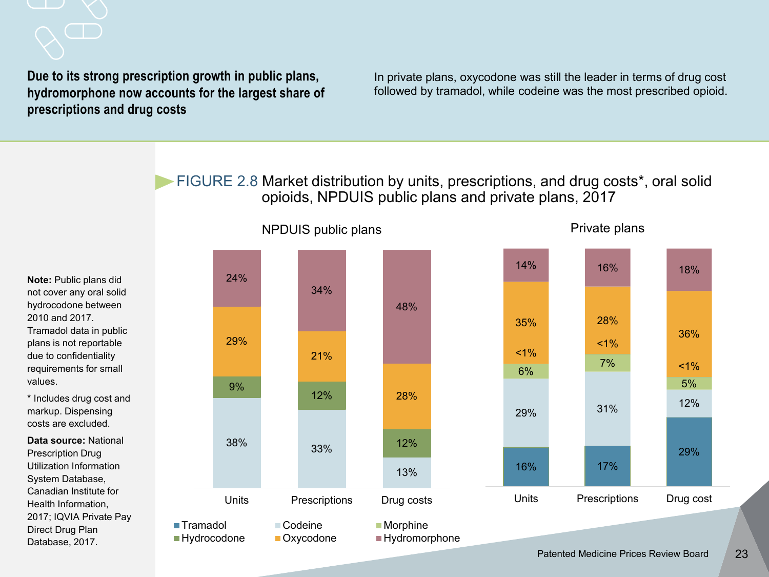**Due to its strong prescription growth in public plans, hydromorphone now accounts for the largest share of prescriptions and drug costs**

In private plans, oxycodone was still the leader in terms of drug cost followed by tramadol, while codeine was the most prescribed opioid.

FIGURE 2.8 Market distribution by units, prescriptions, and drug costs*, oral solid opioids, NPDUIS public plans and private plans, 2017

**NPDUIS public plans**

| | Units | Prescriptions | Drug costs |
|---|---|---|---|
| Hydromorphone | 24% | 34% | 48% |
| Oxycodone | 29% | 21% | 28% |
| Hydrocodone | 9% | 12% | 12% |
| Codeine | 38% | 33% | 13% |

**Private plans**

| | Units | Prescriptions | Drug cost |
|---|---|---|---|
| Hydromorphone | 14% | 16% | 18% |
| Oxycodone | 35% | 28% | 36% |
| Hydrocodone | <1% | <1% | <1% |
| Morphine | 6% | 7% | 5% |
| Codeine | 29% | 31% | 12% |
| Tramadol | 16% | 17% | 29% |

**Note:** Public plans did not cover any oral solid hydrocodone between 2010 and 2017. Tramadol data in public plans is not reportable due to confidentiality requirements for small values.

* Includes drug cost and markup. Dispensing costs are excluded.

**Data source:** National Prescription Drug Utilization Information System Database, Canadian Institute for Health Information, 2017; IQVIA Private Pay Direct Drug Plan Database, 2017.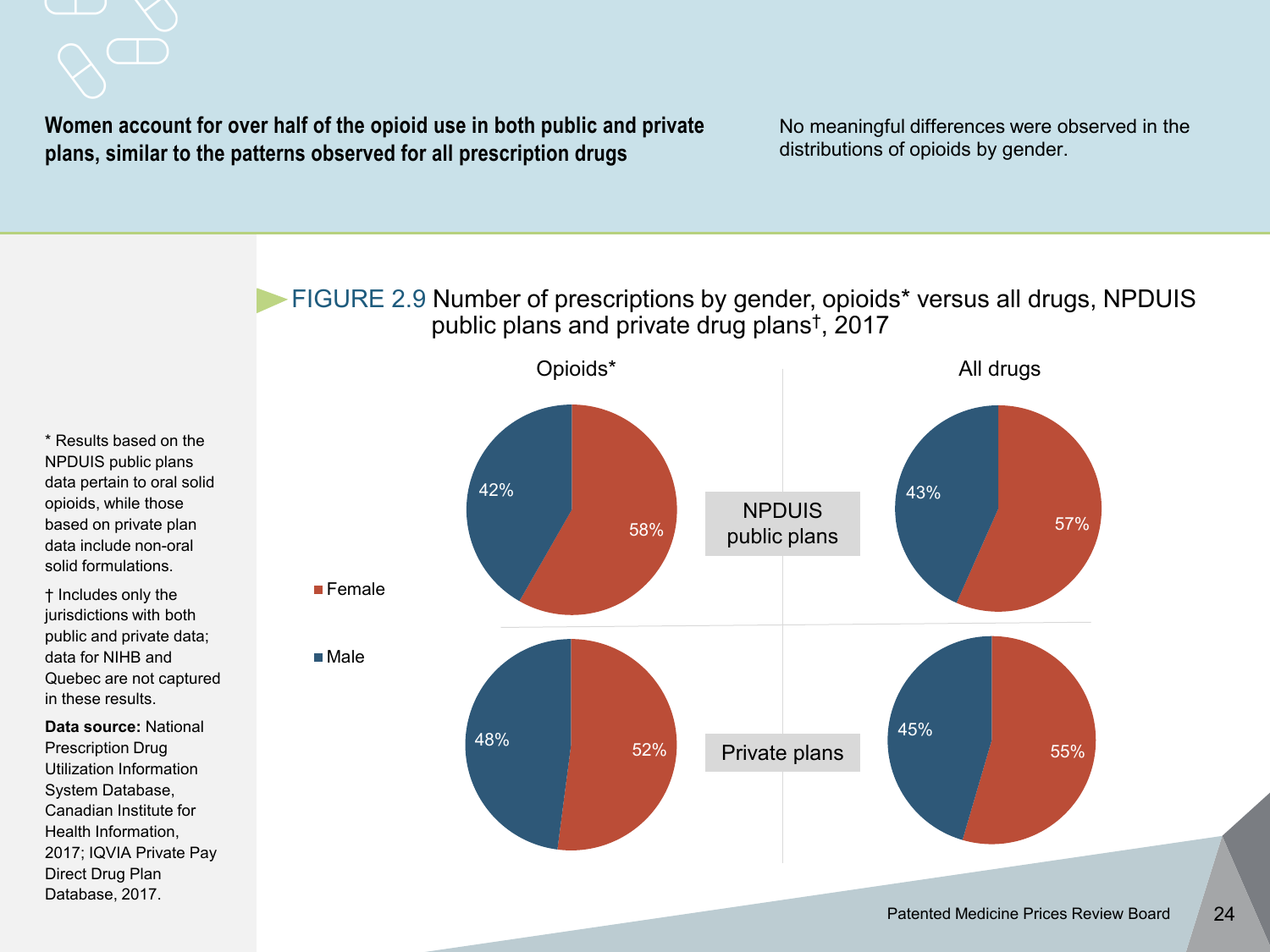**Women account for over half of the opioid use in both public and private plans, similar to the patterns observed for all prescription drugs**

No meaningful differences were observed in the distributions of opioids by gender.

FIGURE 2.9 Number of prescriptions by gender, opioids* versus all drugs, NPDUIS public plans and private drug plans†, 2017

| | Opioids* Female | Opioids* Male | All drugs Female | All drugs Male |
|---|---|---|---|---|
| NPDUIS public plans | 58% | 42% | 57% | 43% |
| Private plans | 52% | 48% | 55% | 45% |

\* Results based on the NPDUIS public plans data pertain to oral solid opioids, while those based on private plan data include non-oral solid formulations.

† Includes only the jurisdictions with both public and private data; data for NIHB and Quebec are not captured in these results.

**Data source:** National Prescription Drug Utilization Information System Database, Canadian Institute for Health Information, 2017; IQVIA Private Pay Direct Drug Plan Database, 2017.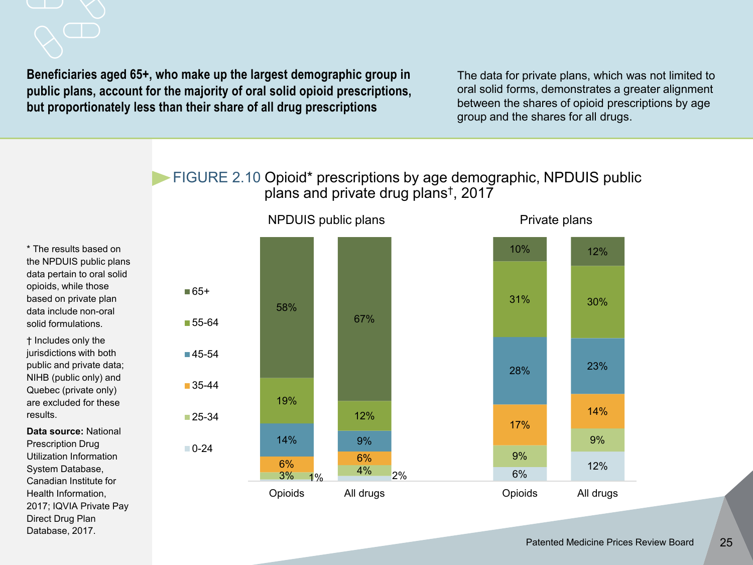**Beneficiaries aged 65+, who make up the largest demographic group in public plans, account for the majority of oral solid opioid prescriptions, but proportionately less than their share of all drug prescriptions**

The data for private plans, which was not limited to oral solid forms, demonstrates a greater alignment between the shares of opioid prescriptions by age group and the shares for all drugs.

FIGURE 2.10 Opioid* prescriptions by age demographic, NPDUIS public plans and private drug plans†, 2017

| Age group | NPDUIS public plans – Opioids | NPDUIS public plans – All drugs | Private plans – Opioids | Private plans – All drugs |
|---|---|---|---|---|
| 65+ | 58% | 67% | 10% | 12% |
| 55-64 | 19% | 12% | 31% | 30% |
| 45-54 | 14% | 9% | 28% | 23% |
| 35-44 | 6% | 6% | 17% | 14% |
| 25-34 | 3% | 4% | 9% | 9% |
| 0-24 | 1% | 2% | 6% | 12% |

\* The results based on the NPDUIS public plans data pertain to oral solid opioids, while those based on private plan data include non-oral solid formulations.

† Includes only the jurisdictions with both public and private data; NIHB (public only) and Quebec (private only) are excluded for these results.

**Data source:** National Prescription Drug Utilization Information System Database, Canadian Institute for Health Information, 2017; IQVIA Private Pay Direct Drug Plan Database, 2017.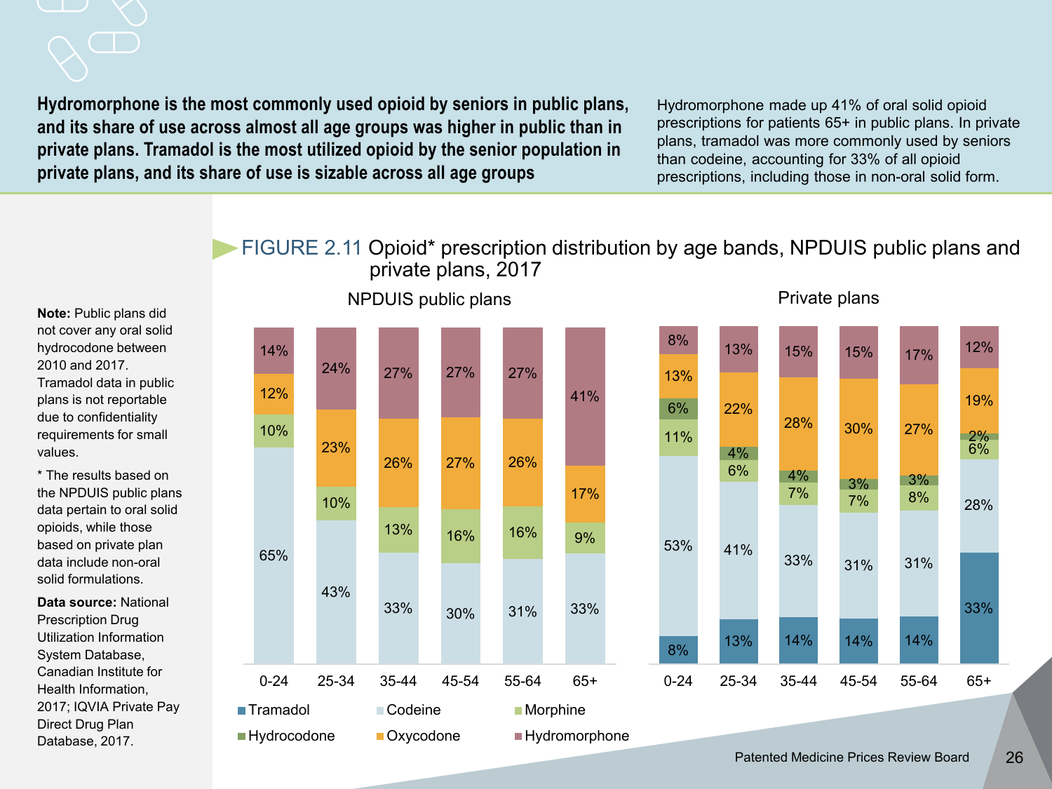**Hydromorphone is the most commonly used opioid by seniors in public plans, and its share of use across almost all age groups was higher in public than in private plans. Tramadol is the most utilized opioid by the senior population in private plans, and its share of use is sizable across all age groups**

Hydromorphone made up 41% of oral solid opioid prescriptions for patients 65+ in public plans. In private plans, tramadol was more commonly used by seniors than codeine, accounting for 33% of all opioid prescriptions, including those in non-oral solid form.

FIGURE 2.11 Opioid* prescription distribution by age bands, NPDUIS public plans and private plans, 2017

**NPDUIS public plans**

| Age band | Tramadol | Codeine | Morphine | Hydrocodone | Oxycodone | Hydromorphone |
|---|---|---|---|---|---|---|
| 0-24 | | 65% | 10% | | 12% | 14% |
| 25-34 | | 43% | 10% | | 23% | 24% |
| 35-44 | | 33% | 13% | | 26% | 27% |
| 45-54 | | 30% | 16% | | 27% | 27% |
| 55-64 | | 31% | 16% | | 26% | 27% |
| 65+ | | 33% | 9% | | 17% | 41% |

**Private plans**

| Age band | Tramadol | Codeine | Morphine | Hydrocodone | Oxycodone | Hydromorphone |
|---|---|---|---|---|---|---|
| 0-24 | 8% | 53% | 11% | 6% | 13% | 8% |
| 25-34 | 13% | 41% | 6% | 4% | 22% | 13% |
| 35-44 | 14% | 33% | 7% | 4% | 28% | 15% |
| 45-54 | 14% | 31% | 7% | 3% | 30% | 15% |
| 55-64 | 14% | 31% | 8% | 3% | 27% | 17% |
| 65+ | 33% | 28% | 6% | 2% | 19% | 12% |

**Note:** Public plans did not cover any oral solid hydrocodone between 2010 and 2017. Tramadol data in public plans is not reportable due to confidentiality requirements for small values.

* The results based on the NPDUIS public plans data pertain to oral solid opioids, while those based on private plan data include non-oral solid formulations.

**Data source:** National Prescription Drug Utilization Information System Database, Canadian Institute for Health Information, 2017; IQVIA Private Pay Direct Drug Plan Database, 2017.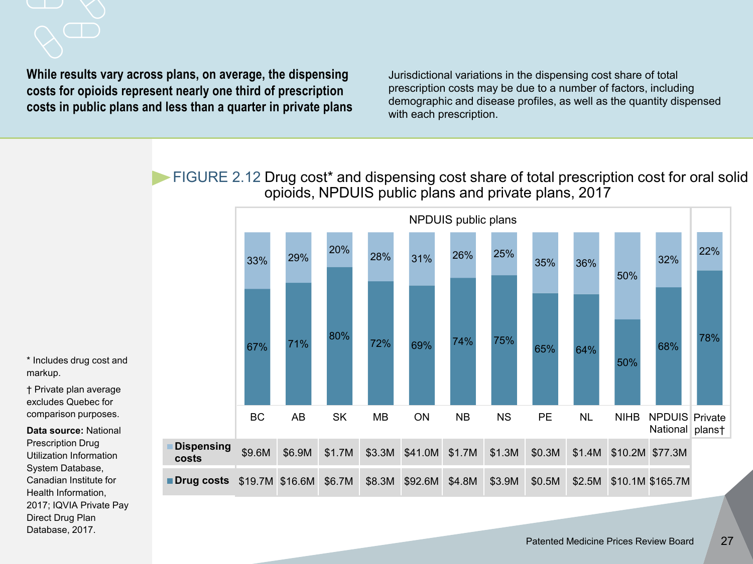**While results vary across plans, on average, the dispensing costs for opioids represent nearly one third of prescription costs in public plans and less than a quarter in private plans**

Jurisdictional variations in the dispensing cost share of total prescription costs may be due to a number of factors, including demographic and disease profiles, as well as the quantity dispensed with each prescription.

FIGURE 2.12 Drug cost* and dispensing cost share of total prescription cost for oral solid opioids, NPDUIS public plans and private plans, 2017

| | BC | AB | SK | MB | ON | NB | NS | PE | NL | NIHB | NPDUIS National | Private plans† |
|---|---|---|---|---|---|---|---|---|---|---|---|---|
| Dispensing cost share | 33% | 29% | 20% | 28% | 31% | 26% | 25% | 35% | 36% | 50% | 32% | 22% |
| Drug cost share | 67% | 71% | 80% | 72% | 69% | 74% | 75% | 65% | 64% | 50% | 68% | 78% |
| **Dispensing costs** | $9.6M | $6.9M | $1.7M | $3.3M | $41.0M | $1.7M | $1.3M | $0.3M | $1.4M | $10.2M | $77.3M | |
| **Drug costs** | $19.7M | $16.6M | $6.7M | $8.3M | $92.6M | $4.8M | $3.9M | $0.5M | $2.5M | $10.1M | $165.7M | |

\* Includes drug cost and markup.

† Private plan average excludes Quebec for comparison purposes.

**Data source:** National Prescription Drug Utilization Information System Database, Canadian Institute for Health Information, 2017; IQVIA Private Pay Direct Drug Plan Database, 2017.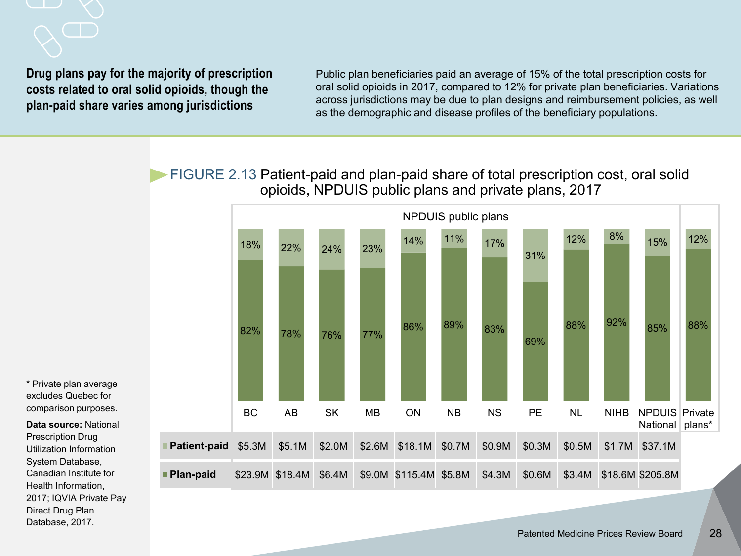**Drug plans pay for the majority of prescription costs related to oral solid opioids, though the plan-paid share varies among jurisdictions**

Public plan beneficiaries paid an average of 15% of the total prescription costs for oral solid opioids in 2017, compared to 12% for private plan beneficiaries. Variations across jurisdictions may be due to plan designs and reimbursement policies, as well as the demographic and disease profiles of the beneficiary populations.

FIGURE 2.13 Patient-paid and plan-paid share of total prescription cost, oral solid opioids, NPDUIS public plans and private plans, 2017

| | BC | AB | SK | MB | ON | NB | NS | PE | NL | NIHB | NPDUIS National | Private plans* |
|---|---|---|---|---|---|---|---|---|---|---|---|---|
| Patient-paid share | 18% | 22% | 24% | 23% | 14% | 11% | 17% | 31% | 12% | 8% | 15% | 12% |
| Plan-paid share | 82% | 78% | 76% | 77% | 86% | 89% | 83% | 69% | 88% | 92% | 85% | 88% |
| Patient-paid | $5.3M | $5.1M | $2.0M | $2.6M | $18.1M | $0.7M | $0.9M | $0.3M | $0.5M | $1.7M | $37.1M | |
| Plan-paid | $23.9M | $18.4M | $6.4M | $9.0M | $115.4M | $5.8M | $4.3M | $0.6M | $3.4M | $18.6M | $205.8M | |

BC through NPDUIS National: NPDUIS public plans.

* Private plan average excludes Quebec for comparison purposes.

**Data source:** National Prescription Drug Utilization Information System Database, Canadian Institute for Health Information, 2017; IQVIA Private Pay Direct Drug Plan Database, 2017.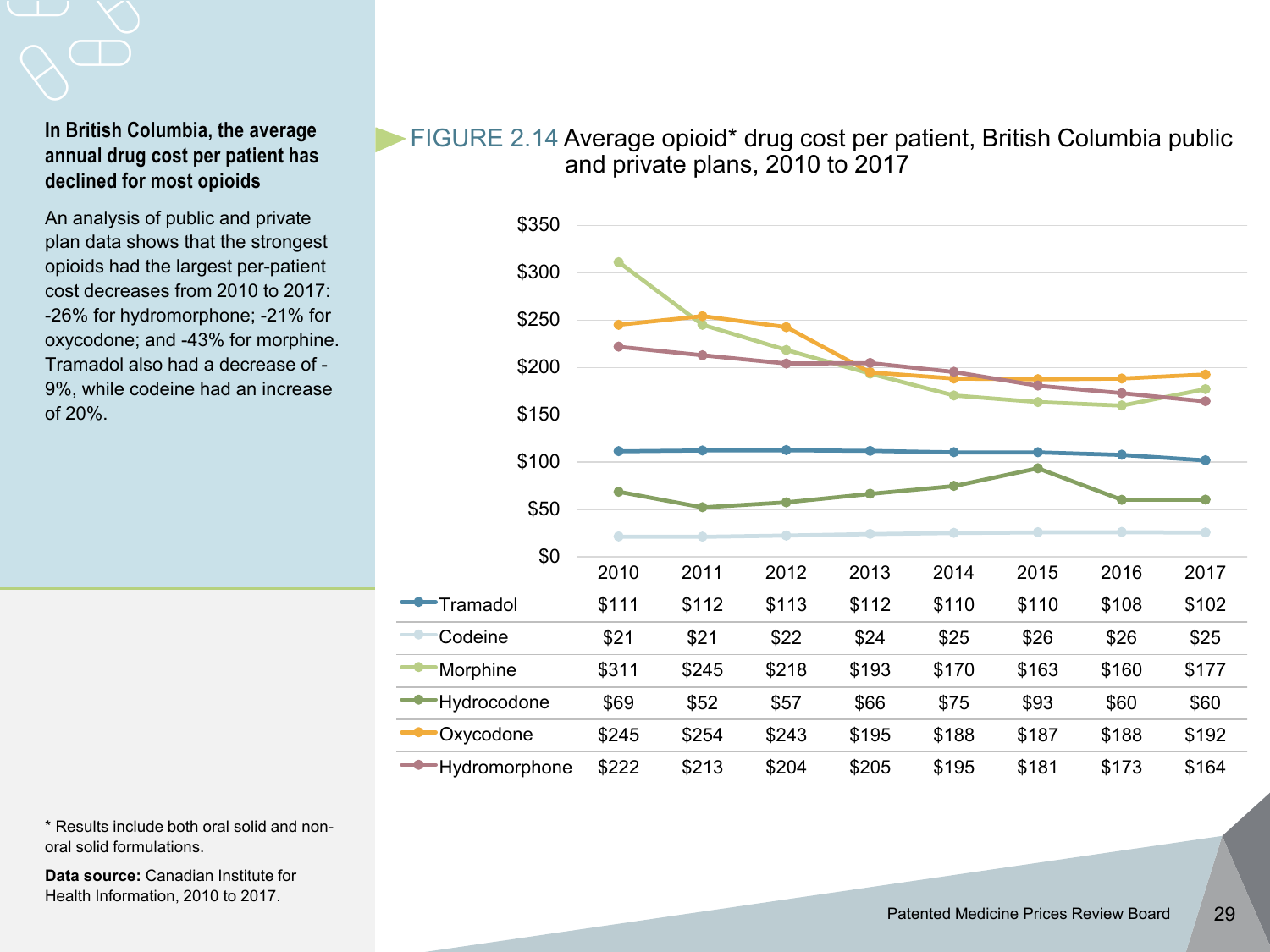**In British Columbia, the average annual drug cost per patient has declined for most opioids**

An analysis of public and private plan data shows that the strongest opioids had the largest per-patient cost decreases from 2010 to 2017: -26% for hydromorphone; -21% for oxycodone; and -43% for morphine. Tramadol also had a decrease of -9%, while codeine had an increase of 20%.

FIGURE 2.14 Average opioid* drug cost per patient, British Columbia public and private plans, 2010 to 2017

| | 2010 | 2011 | 2012 | 2013 | 2014 | 2015 | 2016 | 2017 |
|---|---|---|---|---|---|---|---|---|
| Tramadol | $111 | $112 | $113 | $112 | $110 | $110 | $108 | $102 |
| Codeine | $21 | $21 | $22 | $24 | $25 | $26 | $26 | $25 |
| Morphine | $311 | $245 | $218 | $193 | $170 | $163 | $160 | $177 |
| Hydrocodone | $69 | $52 | $57 | $66 | $75 | $93 | $60 | $60 |
| Oxycodone | $245 | $254 | $243 | $195 | $188 | $187 | $188 | $192 |
| Hydromorphone | $222 | $213 | $204 | $205 | $195 | $181 | $173 | $164 |

\* Results include both oral solid and non-oral solid formulations.

**Data source:** Canadian Institute for Health Information, 2010 to 2017.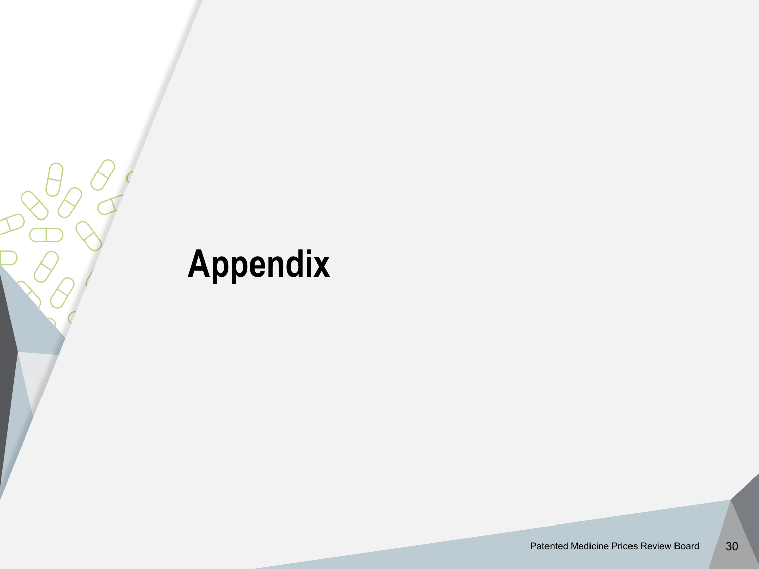# Appendix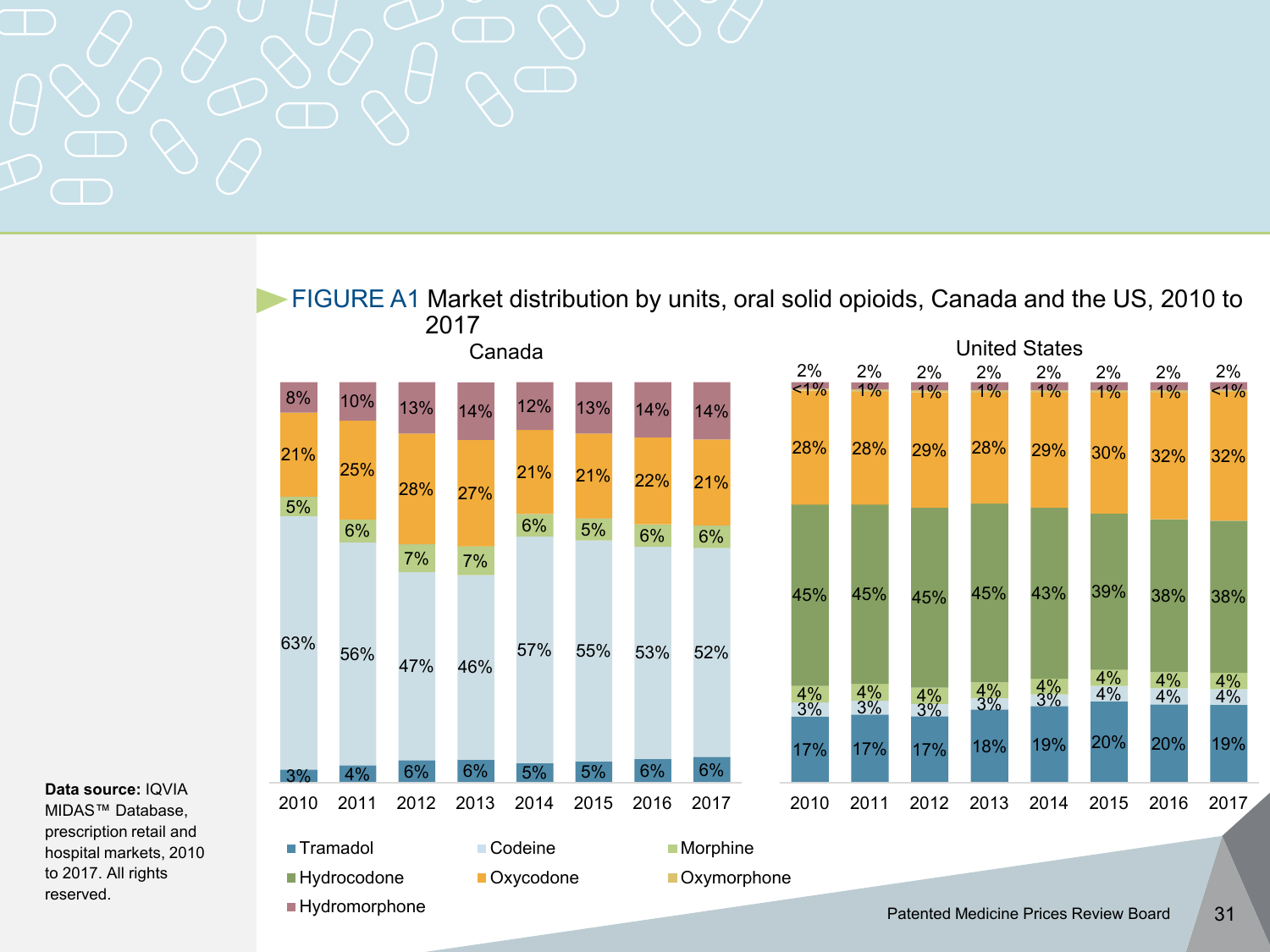FIGURE A1 Market distribution by units, oral solid opioids, Canada and the US, 2010 to 2017

**Canada**

| | 2010 | 2011 | 2012 | 2013 | 2014 | 2015 | 2016 | 2017 |
|---|---|---|---|---|---|---|---|---|
| Hydromorphone | 8% | 10% | 13% | 14% | 12% | 13% | 14% | 14% |
| Oxycodone | 21% | 25% | 28% | 27% | 21% | 21% | 22% | 21% |
| Morphine | 5% | 6% | 7% | 7% | 6% | 5% | 6% | 6% |
| Codeine | 63% | 56% | 47% | 46% | 57% | 55% | 53% | 52% |
| Tramadol | 3% | 4% | 6% | 6% | 5% | 5% | 6% | 6% |

**United States**

| | 2010 | 2011 | 2012 | 2013 | 2014 | 2015 | 2016 | 2017 |
|---|---|---|---|---|---|---|---|---|
| Hydromorphone | 2% | 2% | 2% | 2% | 2% | 2% | 2% | 2% |
| Oxymorphone | <1% | 1% | 1% | 1% | 1% | 1% | 1% | <1% |
| Oxycodone | 28% | 28% | 29% | 28% | 29% | 30% | 32% | 32% |
| Hydrocodone | 45% | 45% | 45% | 45% | 43% | 39% | 38% | 38% |
| Morphine | 4% | 4% | 4% | 4% | 4% | 4% | 4% | 4% |
| Codeine | 3% | 3% | 3% | 3% | 3% | 4% | 4% | 4% |
| Tramadol | 17% | 17% | 17% | 18% | 19% | 20% | 20% | 19% |

**Data source:** IQVIA MIDAS™ Database, prescription retail and hospital markets, 2010 to 2017. All rights reserved.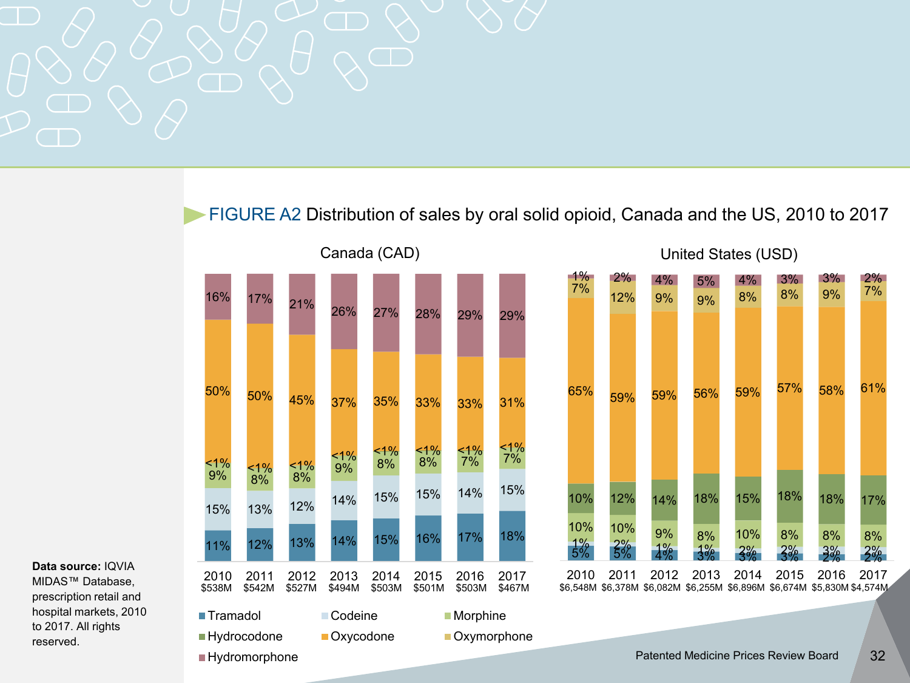## FIGURE A2 Distribution of sales by oral solid opioid, Canada and the US, 2010 to 2017

**Canada (CAD)**

| | 2010 | 2011 | 2012 | 2013 | 2014 | 2015 | 2016 | 2017 |
|---|---|---|---|---|---|---|---|---|
| Total sales | $538M | $542M | $527M | $494M | $503M | $501M | $503M | $467M |
| Tramadol | 11% | 12% | 13% | 14% | 15% | 16% | 17% | 18% |
| Codeine | 15% | 13% | 12% | 14% | 15% | 15% | 14% | 15% |
| Morphine | 9% | 8% | 8% | 9% | 8% | 8% | 7% | 7% |
| Hydrocodone | <1% | <1% | <1% | <1% | <1% | <1% | <1% | <1% |
| Oxycodone | 50% | 50% | 45% | 37% | 35% | 33% | 33% | 31% |
| Hydromorphone | 16% | 17% | 21% | 26% | 27% | 28% | 29% | 29% |

**United States (USD)**

| | 2010 | 2011 | 2012 | 2013 | 2014 | 2015 | 2016 | 2017 |
|---|---|---|---|---|---|---|---|---|
| Total sales | $6,548M | $6,378M | $6,082M | $6,255M | $6,896M | $6,674M | $5,830M | $4,574M |
| Tramadol | 5% | 5% | 4% | 3% | 3% | 3% | 2% | 2% |
| Codeine | 1% | 2% | 1% | 1% | 2% | 2% | 3% | 2% |
| Morphine | 10% | 10% | 9% | 8% | 10% | 8% | 8% | 8% |
| Hydrocodone | 10% | 12% | 14% | 18% | 15% | 18% | 18% | 17% |
| Oxycodone | 65% | 59% | 59% | 56% | 59% | 57% | 58% | 61% |
| Oxymorphone | 7% | 12% | 9% | 9% | 8% | 8% | 9% | 7% |
| Hydromorphone | 1% | 2% | 4% | 5% | 4% | 3% | 3% | 2% |

**Data source:** IQVIA MIDAS™ Database, prescription retail and hospital markets, 2010 to 2017. All rights reserved.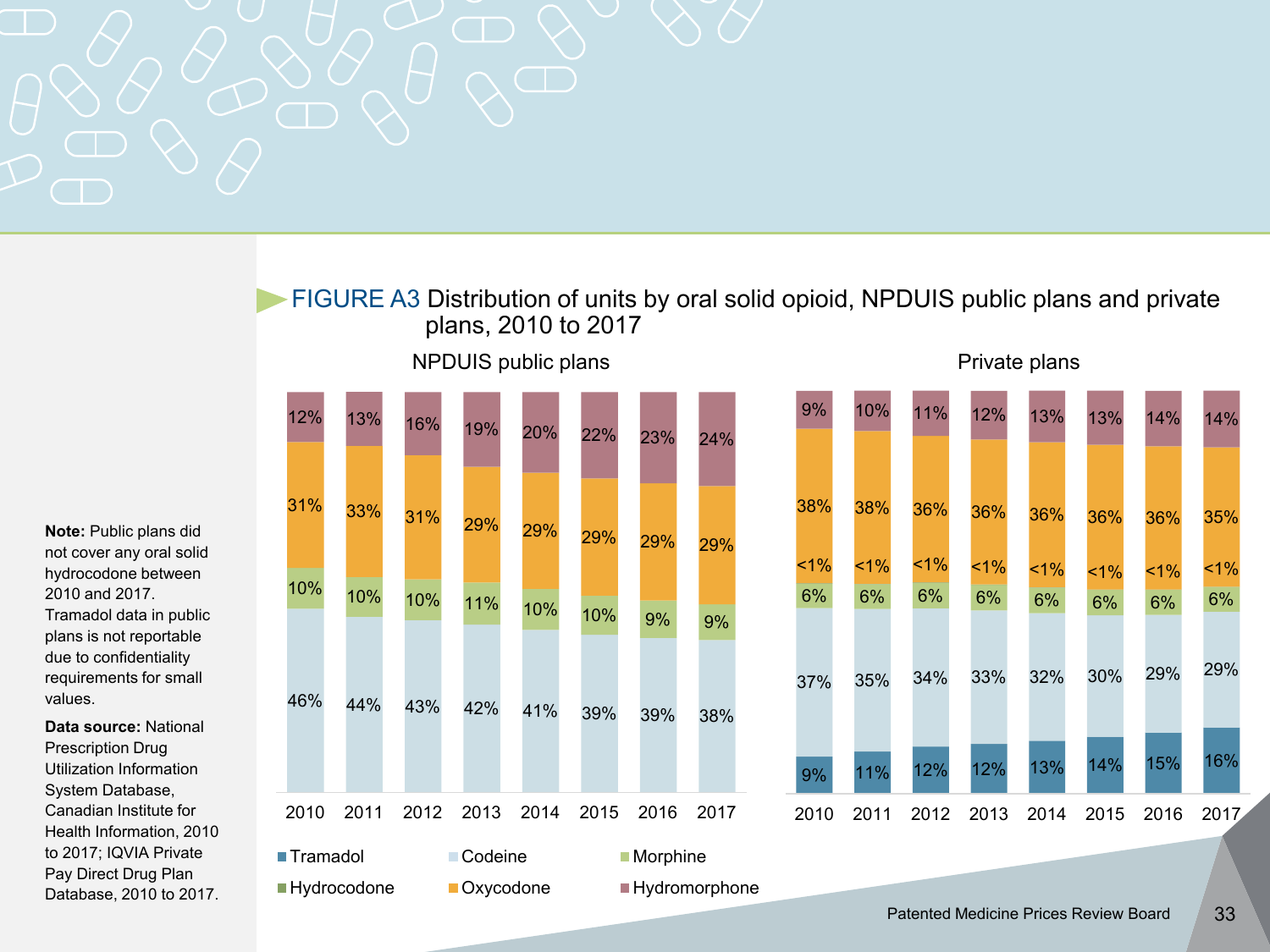**Note:** Public plans did not cover any oral solid hydrocodone between 2010 and 2017. Tramadol data in public plans is not reportable due to confidentiality requirements for small values.

**Data source:** National Prescription Drug Utilization Information System Database, Canadian Institute for Health Information, 2010 to 2017; IQVIA Private Pay Direct Drug Plan Database, 2010 to 2017.

FIGURE A3 Distribution of units by oral solid opioid, NPDUIS public plans and private plans, 2010 to 2017

**NPDUIS public plans**

| | 2010 | 2011 | 2012 | 2013 | 2014 | 2015 | 2016 | 2017 |
|---|---|---|---|---|---|---|---|---|
| Hydromorphone | 12% | 13% | 16% | 19% | 20% | 22% | 23% | 24% |
| Oxycodone | 31% | 33% | 31% | 29% | 29% | 29% | 29% | 29% |
| Morphine | 10% | 10% | 10% | 11% | 10% | 10% | 9% | 9% |
| Codeine | 46% | 44% | 43% | 42% | 41% | 39% | 39% | 38% |

**Private plans**

| | 2010 | 2011 | 2012 | 2013 | 2014 | 2015 | 2016 | 2017 |
|---|---|---|---|---|---|---|---|---|
| Hydromorphone | 9% | 10% | 11% | 12% | 13% | 13% | 14% | 14% |
| Oxycodone | 38% | 38% | 36% | 36% | 36% | 36% | 36% | 35% |
| Hydrocodone | <1% | <1% | <1% | <1% | <1% | <1% | <1% | <1% |
| Morphine | 6% | 6% | 6% | 6% | 6% | 6% | 6% | 6% |
| Codeine | 37% | 35% | 34% | 33% | 32% | 30% | 29% | 29% |
| Tramadol | 9% | 11% | 12% | 12% | 13% | 14% | 15% | 16% |

Tramadol | Codeine | Morphine | Hydrocodone | Oxycodone | Hydromorphone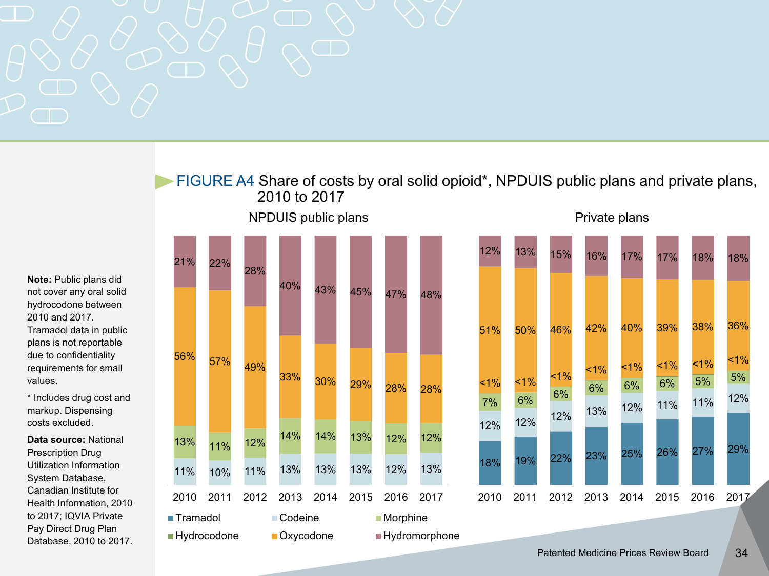FIGURE A4 Share of costs by oral solid opioid*, NPDUIS public plans and private plans, 2010 to 2017

**NPDUIS public plans**

| Drug | 2010 | 2011 | 2012 | 2013 | 2014 | 2015 | 2016 | 2017 |
|---|---|---|---|---|---|---|---|---|
| Hydromorphone | 21% | 22% | 28% | 40% | 43% | 45% | 47% | 48% |
| Oxycodone | 56% | 57% | 49% | 33% | 30% | 29% | 28% | 28% |
| Morphine | 13% | 11% | 12% | 14% | 14% | 13% | 12% | 12% |
| Codeine | 11% | 10% | 11% | 13% | 13% | 13% | 12% | 13% |

**Private plans**

| Drug | 2010 | 2011 | 2012 | 2013 | 2014 | 2015 | 2016 | 2017 |
|---|---|---|---|---|---|---|---|---|
| Hydromorphone | 12% | 13% | 15% | 16% | 17% | 17% | 18% | 18% |
| Oxycodone | 51% | 50% | 46% | 42% | 40% | 39% | 38% | 36% |
| Hydrocodone | <1% | <1% | <1% | <1% | <1% | <1% | <1% | <1% |
| Morphine | 7% | 6% | 6% | 6% | 6% | 6% | 5% | 5% |
| Codeine | 12% | 12% | 12% | 13% | 12% | 11% | 11% | 12% |
| Tramadol | 18% | 19% | 22% | 23% | 25% | 26% | 27% | 29% |

**Note:** Public plans did not cover any oral solid hydrocodone between 2010 and 2017. Tramadol data in public plans is not reportable due to confidentiality requirements for small values.

* Includes drug cost and markup. Dispensing costs excluded.

**Data source:** National Prescription Drug Utilization Information System Database, Canadian Institute for Health Information, 2010 to 2017; IQVIA Private Pay Direct Drug Plan Database, 2010 to 2017.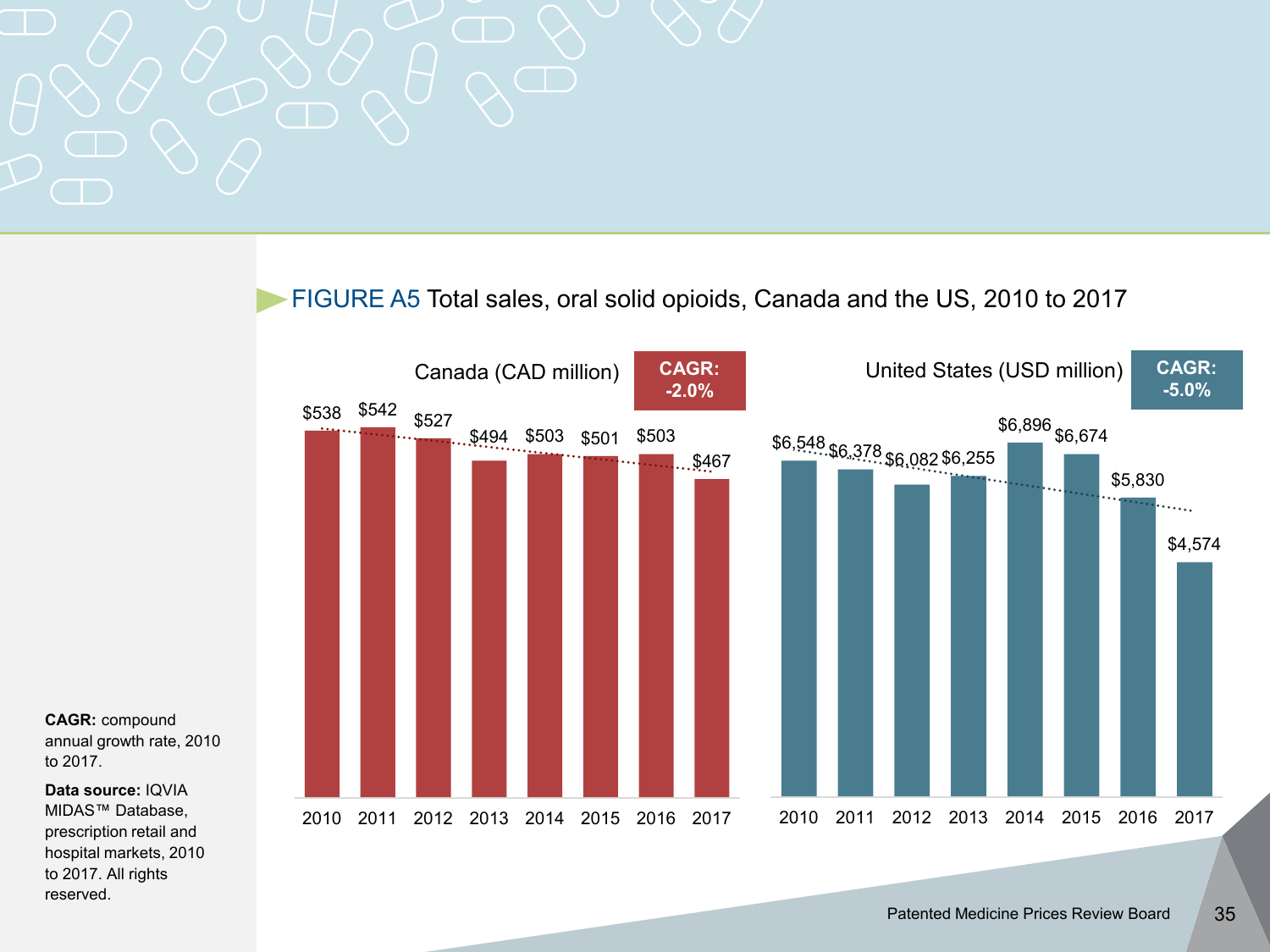**FIGURE A5** Total sales, oral solid opioids, Canada and the US, 2010 to 2017

**Canada (CAD million)** — CAGR: -2.0%

| 2010 | 2011 | 2012 | 2013 | 2014 | 2015 | 2016 | 2017 |
|---|---|---|---|---|---|---|---|
| $538 | $542 | $527 | $494 | $503 | $501 | $503 | $467 |

**United States (USD million)** — CAGR: -5.0%

| 2010 | 2011 | 2012 | 2013 | 2014 | 2015 | 2016 | 2017 |
|---|---|---|---|---|---|---|---|
| $6,548 | $6,378 | $6,082 | $6,255 | $6,896 | $6,674 | $5,830 | $4,574 |

**CAGR:** compound annual growth rate, 2010 to 2017.

**Data source:** IQVIA MIDAS™ Database, prescription retail and hospital markets, 2010 to 2017. All rights reserved.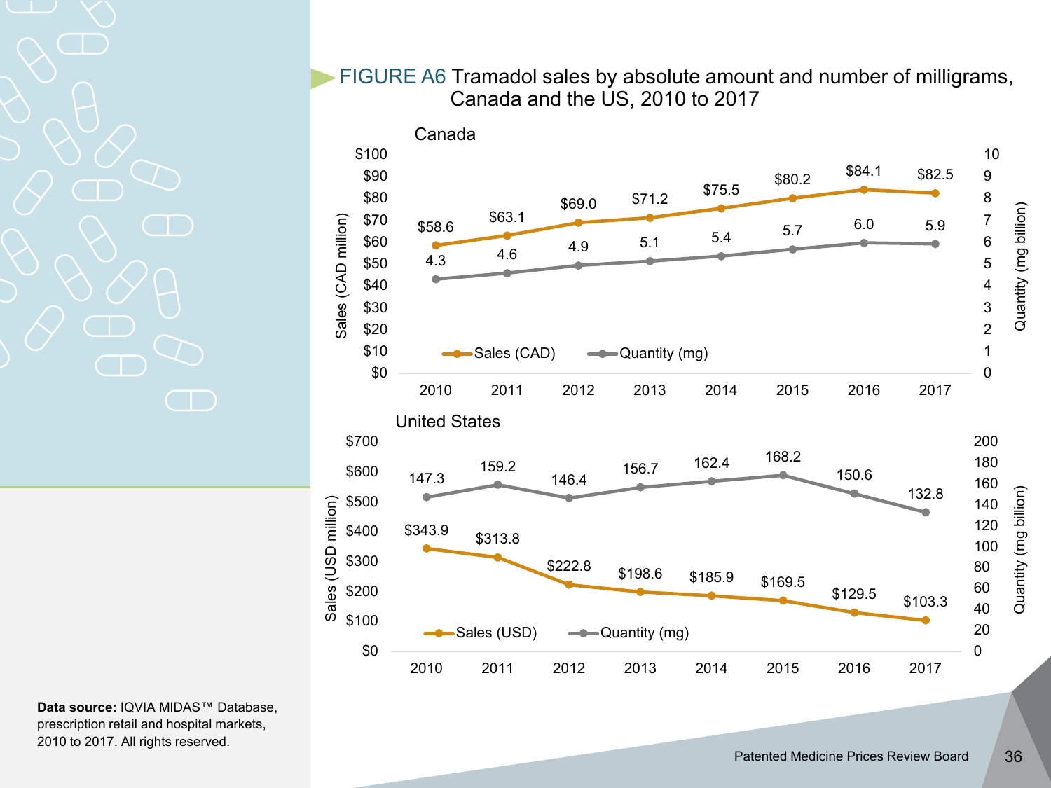FIGURE A6 Tramadol sales by absolute amount and number of milligrams, Canada and the US, 2010 to 2017

**Canada**

| Year | Sales (CAD million) | Quantity (mg billion) |
|---|---|---|
| 2010 | $58.6 | 4.3 |
| 2011 | $63.1 | 4.6 |
| 2012 | $69.0 | 4.9 |
| 2013 | $71.2 | 5.1 |
| 2014 | $75.5 | 5.4 |
| 2015 | $80.2 | 5.7 |
| 2016 | $84.1 | 6.0 |
| 2017 | $82.5 | 5.9 |

**United States**

| Year | Sales (USD million) | Quantity (mg billion) |
|---|---|---|
| 2010 | $343.9 | 147.3 |
| 2011 | $313.8 | 159.2 |
| 2012 | $222.8 | 146.4 |
| 2013 | $198.6 | 156.7 |
| 2014 | $185.9 | 162.4 |
| 2015 | $169.5 | 168.2 |
| 2016 | $129.5 | 150.6 |
| 2017 | $103.3 | 132.8 |

**Data source:** IQVIA MIDAS™ Database, prescription retail and hospital markets, 2010 to 2017. All rights reserved.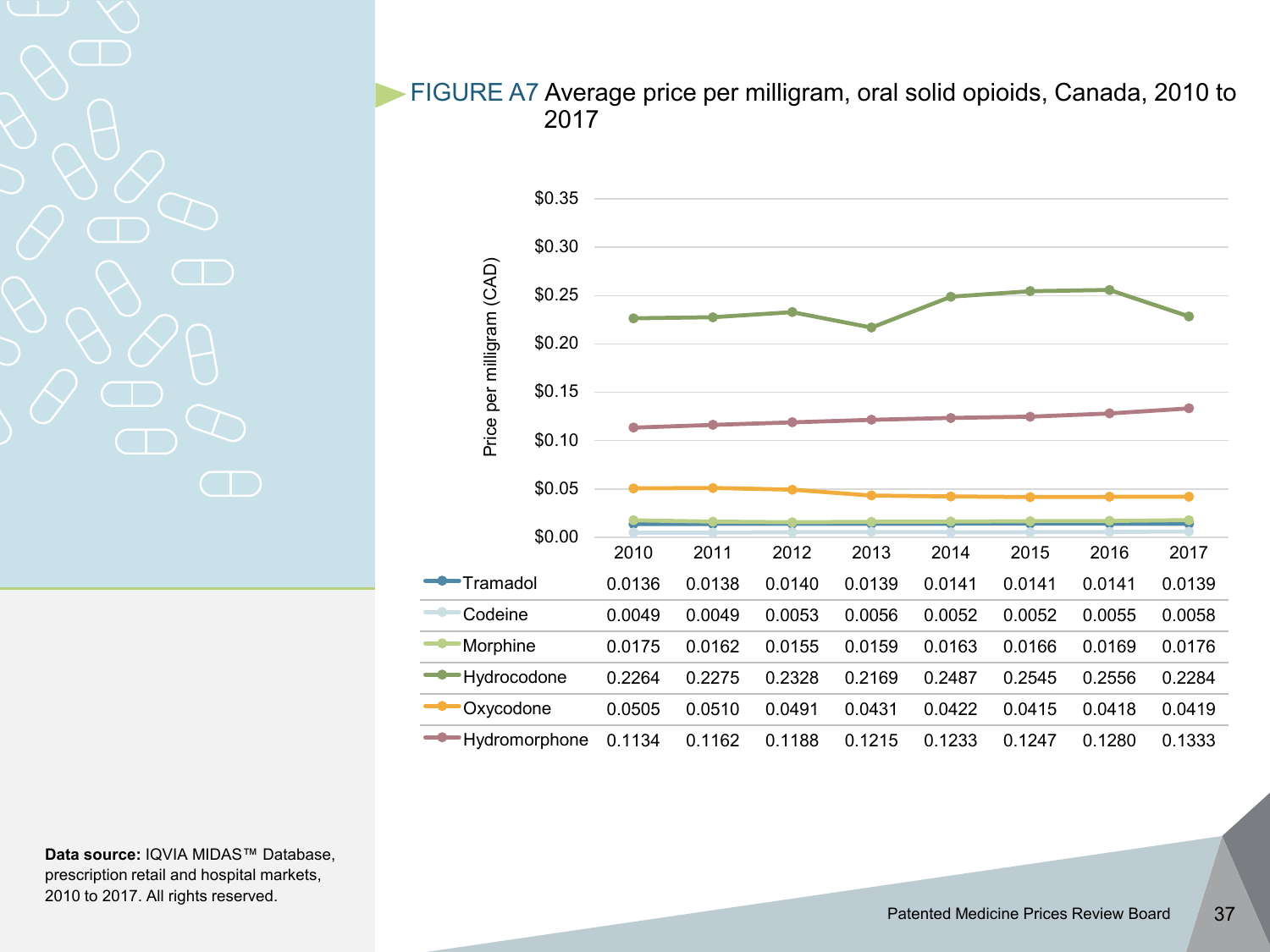**FIGURE A7** Average price per milligram, oral solid opioids, Canada, 2010 to 2017

| | 2010 | 2011 | 2012 | 2013 | 2014 | 2015 | 2016 | 2017 |
|---|---|---|---|---|---|---|---|---|
| Tramadol | 0.0136 | 0.0138 | 0.0140 | 0.0139 | 0.0141 | 0.0141 | 0.0141 | 0.0139 |
| Codeine | 0.0049 | 0.0049 | 0.0053 | 0.0056 | 0.0052 | 0.0052 | 0.0055 | 0.0058 |
| Morphine | 0.0175 | 0.0162 | 0.0155 | 0.0159 | 0.0163 | 0.0166 | 0.0169 | 0.0176 |
| Hydrocodone | 0.2264 | 0.2275 | 0.2328 | 0.2169 | 0.2487 | 0.2545 | 0.2556 | 0.2284 |
| Oxycodone | 0.0505 | 0.0510 | 0.0491 | 0.0431 | 0.0422 | 0.0415 | 0.0418 | 0.0419 |
| Hydromorphone | 0.1134 | 0.1162 | 0.1188 | 0.1215 | 0.1233 | 0.1247 | 0.1280 | 0.1333 |

Price per milligram (CAD)

**Data source:** IQVIA MIDAS™ Database, prescription retail and hospital markets, 2010 to 2017. All rights reserved.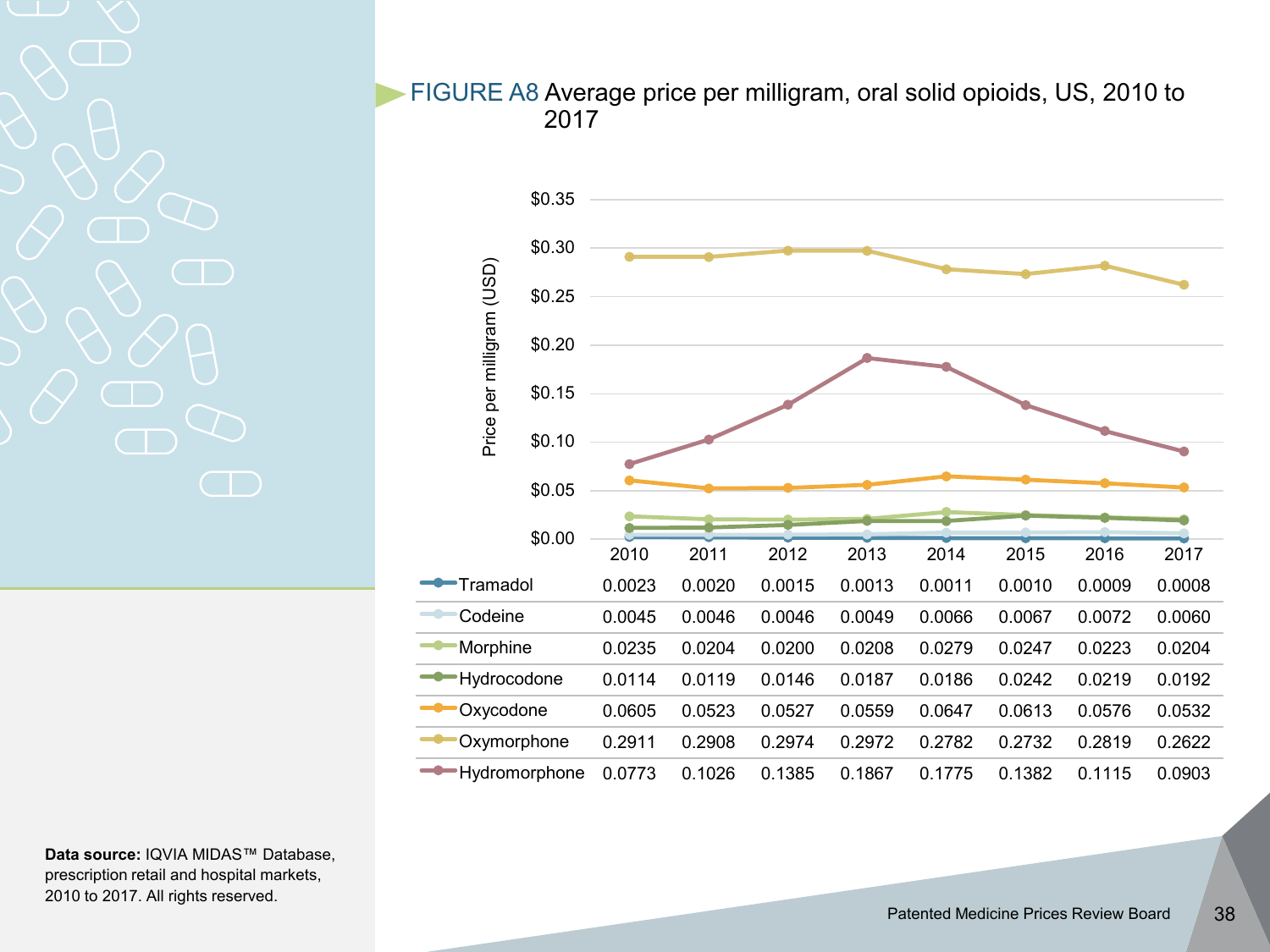**FIGURE A8** Average price per milligram, oral solid opioids, US, 2010 to 2017

| | 2010 | 2011 | 2012 | 2013 | 2014 | 2015 | 2016 | 2017 |
|---|---|---|---|---|---|---|---|---|
| Tramadol | 0.0023 | 0.0020 | 0.0015 | 0.0013 | 0.0011 | 0.0010 | 0.0009 | 0.0008 |
| Codeine | 0.0045 | 0.0046 | 0.0046 | 0.0049 | 0.0066 | 0.0067 | 0.0072 | 0.0060 |
| Morphine | 0.0235 | 0.0204 | 0.0200 | 0.0208 | 0.0279 | 0.0247 | 0.0223 | 0.0204 |
| Hydrocodone | 0.0114 | 0.0119 | 0.0146 | 0.0187 | 0.0186 | 0.0242 | 0.0219 | 0.0192 |
| Oxycodone | 0.0605 | 0.0523 | 0.0527 | 0.0559 | 0.0647 | 0.0613 | 0.0576 | 0.0532 |
| Oxymorphone | 0.2911 | 0.2908 | 0.2974 | 0.2972 | 0.2782 | 0.2732 | 0.2819 | 0.2622 |
| Hydromorphone | 0.0773 | 0.1026 | 0.1385 | 0.1867 | 0.1775 | 0.1382 | 0.1115 | 0.0903 |

Price per milligram (USD)

**Data source:** IQVIA MIDAS™ Database, prescription retail and hospital markets, 2010 to 2017. All rights reserved.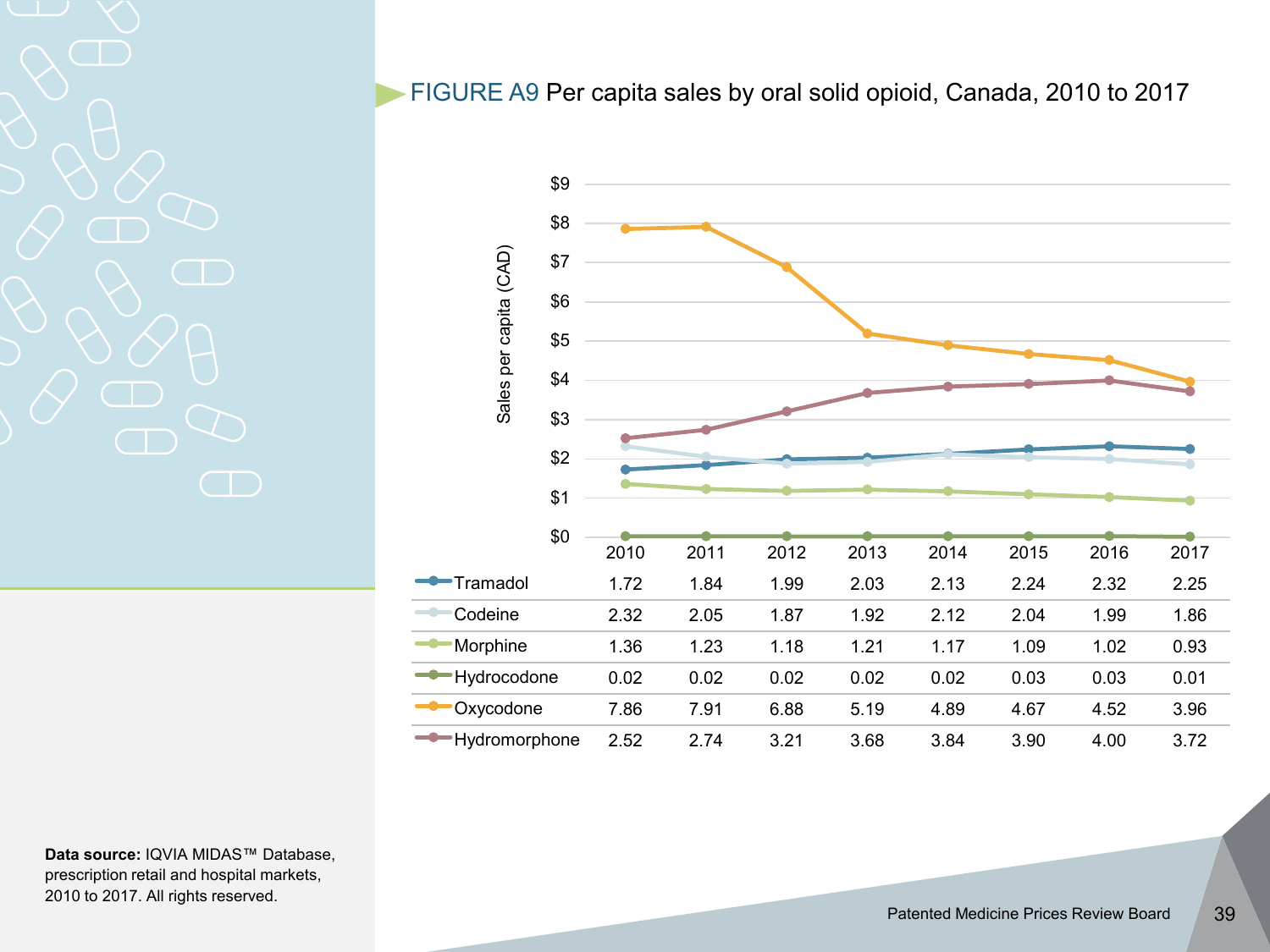FIGURE A9 Per capita sales by oral solid opioid, Canada, 2010 to 2017

Sales per capita (CAD)

| | 2010 | 2011 | 2012 | 2013 | 2014 | 2015 | 2016 | 2017 |
|---|---|---|---|---|---|---|---|---|
| Tramadol | 1.72 | 1.84 | 1.99 | 2.03 | 2.13 | 2.24 | 2.32 | 2.25 |
| Codeine | 2.32 | 2.05 | 1.87 | 1.92 | 2.12 | 2.04 | 1.99 | 1.86 |
| Morphine | 1.36 | 1.23 | 1.18 | 1.21 | 1.17 | 1.09 | 1.02 | 0.93 |
| Hydrocodone | 0.02 | 0.02 | 0.02 | 0.02 | 0.02 | 0.03 | 0.03 | 0.01 |
| Oxycodone | 7.86 | 7.91 | 6.88 | 5.19 | 4.89 | 4.67 | 4.52 | 3.96 |
| Hydromorphone | 2.52 | 2.74 | 3.21 | 3.68 | 3.84 | 3.90 | 4.00 | 3.72 |

**Data source:** IQVIA MIDAS™ Database, prescription retail and hospital markets, 2010 to 2017. All rights reserved.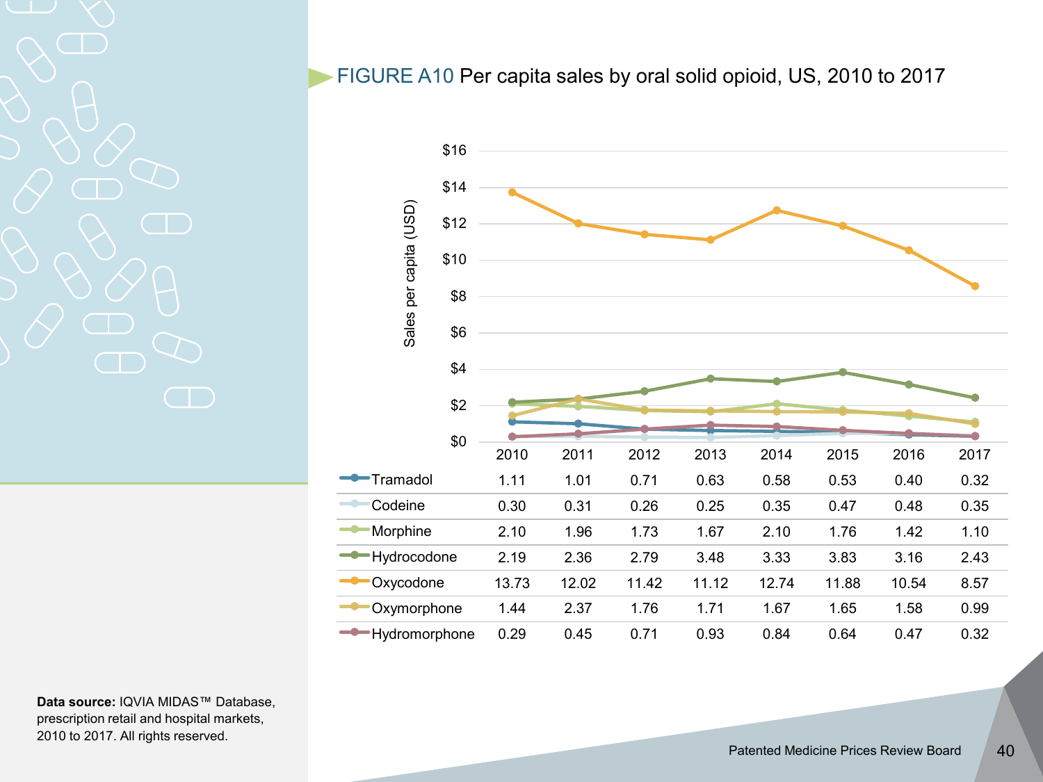## FIGURE A10 Per capita sales by oral solid opioid, US, 2010 to 2017

| | 2010 | 2011 | 2012 | 2013 | 2014 | 2015 | 2016 | 2017 |
|---|---|---|---|---|---|---|---|---|
| Tramadol | 1.11 | 1.01 | 0.71 | 0.63 | 0.58 | 0.53 | 0.40 | 0.32 |
| Codeine | 0.30 | 0.31 | 0.26 | 0.25 | 0.35 | 0.47 | 0.48 | 0.35 |
| Morphine | 2.10 | 1.96 | 1.73 | 1.67 | 2.10 | 1.76 | 1.42 | 1.10 |
| Hydrocodone | 2.19 | 2.36 | 2.79 | 3.48 | 3.33 | 3.83 | 3.16 | 2.43 |
| Oxycodone | 13.73 | 12.02 | 11.42 | 11.12 | 12.74 | 11.88 | 10.54 | 8.57 |
| Oxymorphone | 1.44 | 2.37 | 1.76 | 1.71 | 1.67 | 1.65 | 1.58 | 0.99 |
| Hydromorphone | 0.29 | 0.45 | 0.71 | 0.93 | 0.84 | 0.64 | 0.47 | 0.32 |

Sales per capita (USD)

**Data source:** IQVIA MIDAS™ Database, prescription retail and hospital markets, 2010 to 2017. All rights reserved.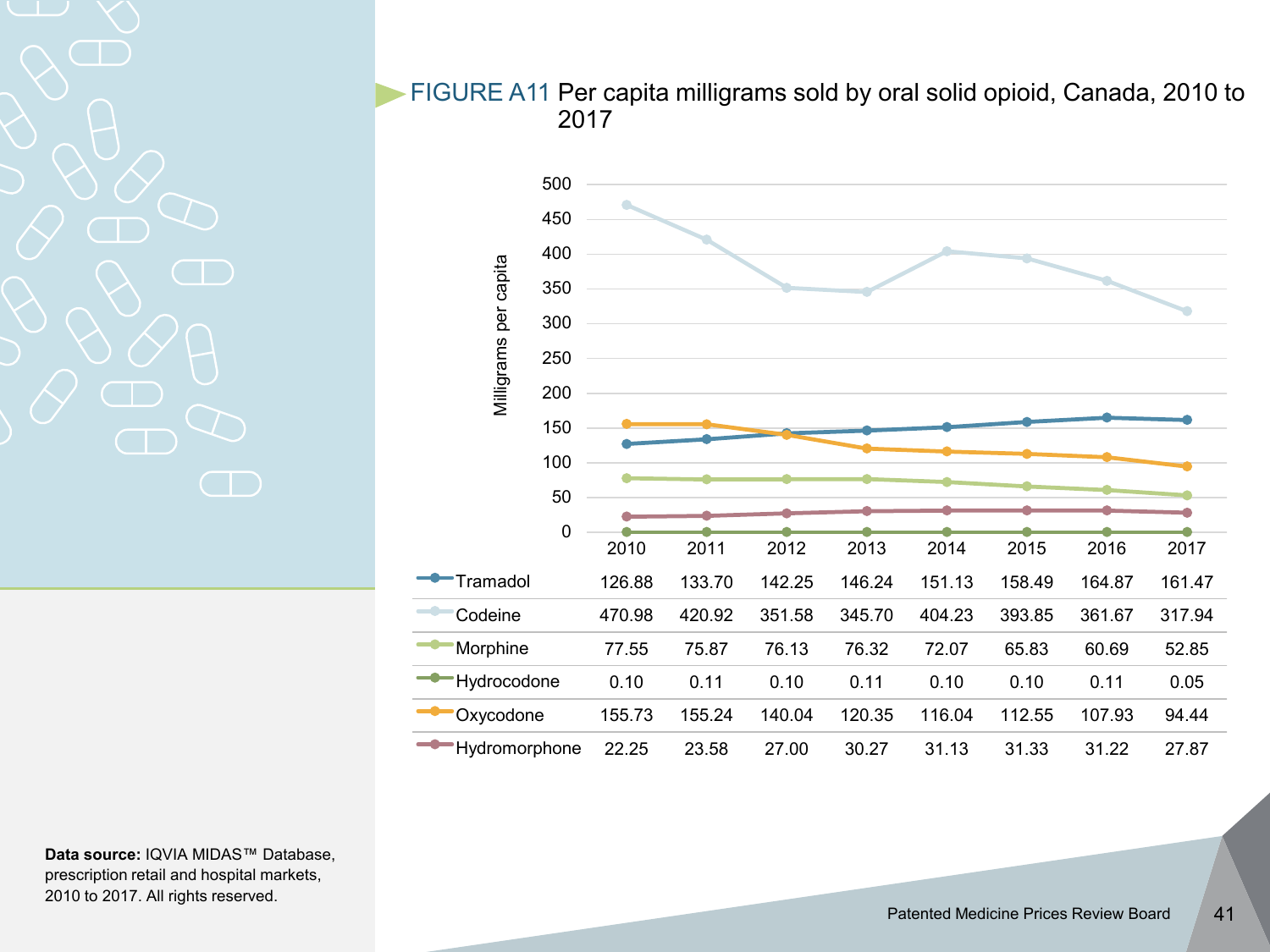FIGURE A11 Per capita milligrams sold by oral solid opioid, Canada, 2010 to 2017

| | 2010 | 2011 | 2012 | 2013 | 2014 | 2015 | 2016 | 2017 |
|---|---|---|---|---|---|---|---|---|
| Tramadol | 126.88 | 133.70 | 142.25 | 146.24 | 151.13 | 158.49 | 164.87 | 161.47 |
| Codeine | 470.98 | 420.92 | 351.58 | 345.70 | 404.23 | 393.85 | 361.67 | 317.94 |
| Morphine | 77.55 | 75.87 | 76.13 | 76.32 | 72.07 | 65.83 | 60.69 | 52.85 |
| Hydrocodone | 0.10 | 0.11 | 0.10 | 0.11 | 0.10 | 0.10 | 0.11 | 0.05 |
| Oxycodone | 155.73 | 155.24 | 140.04 | 120.35 | 116.04 | 112.55 | 107.93 | 94.44 |
| Hydromorphone | 22.25 | 23.58 | 27.00 | 30.27 | 31.13 | 31.33 | 31.22 | 27.87 |

**Data source:** IQVIA MIDAS™ Database, prescription retail and hospital markets, 2010 to 2017. All rights reserved.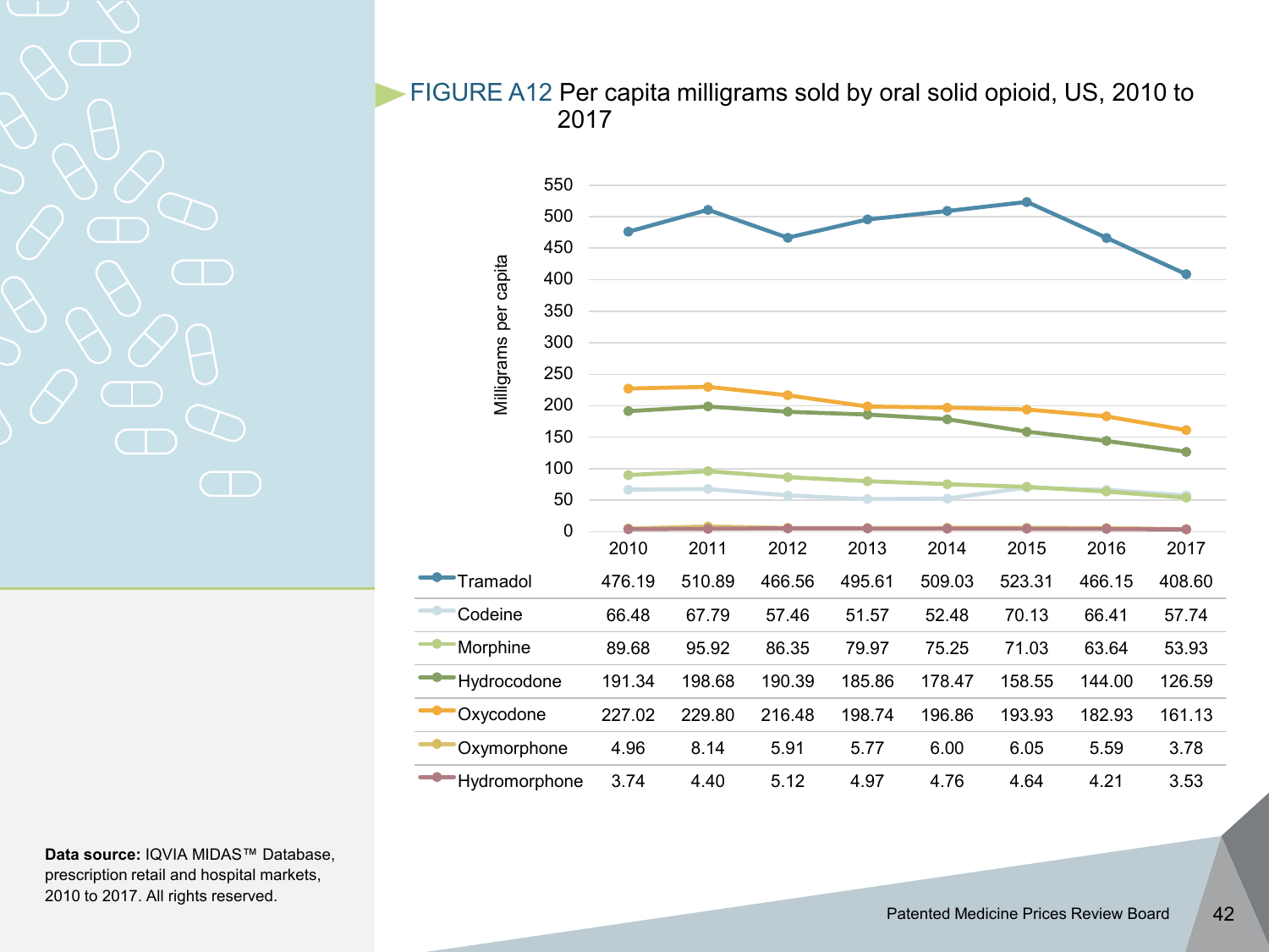## FIGURE A12 Per capita milligrams sold by oral solid opioid, US, 2010 to 2017

| | 2010 | 2011 | 2012 | 2013 | 2014 | 2015 | 2016 | 2017 |
|---|---|---|---|---|---|---|---|---|
| Tramadol | 476.19 | 510.89 | 466.56 | 495.61 | 509.03 | 523.31 | 466.15 | 408.60 |
| Codeine | 66.48 | 67.79 | 57.46 | 51.57 | 52.48 | 70.13 | 66.41 | 57.74 |
| Morphine | 89.68 | 95.92 | 86.35 | 79.97 | 75.25 | 71.03 | 63.64 | 53.93 |
| Hydrocodone | 191.34 | 198.68 | 190.39 | 185.86 | 178.47 | 158.55 | 144.00 | 126.59 |
| Oxycodone | 227.02 | 229.80 | 216.48 | 198.74 | 196.86 | 193.93 | 182.93 | 161.13 |
| Oxymorphone | 4.96 | 8.14 | 5.91 | 5.77 | 6.00 | 6.05 | 5.59 | 3.78 |
| Hydromorphone | 3.74 | 4.40 | 5.12 | 4.97 | 4.76 | 4.64 | 4.21 | 3.53 |

Y-axis: Milligrams per capita

**Data source:** IQVIA MIDAS™ Database, prescription retail and hospital markets, 2010 to 2017. All rights reserved.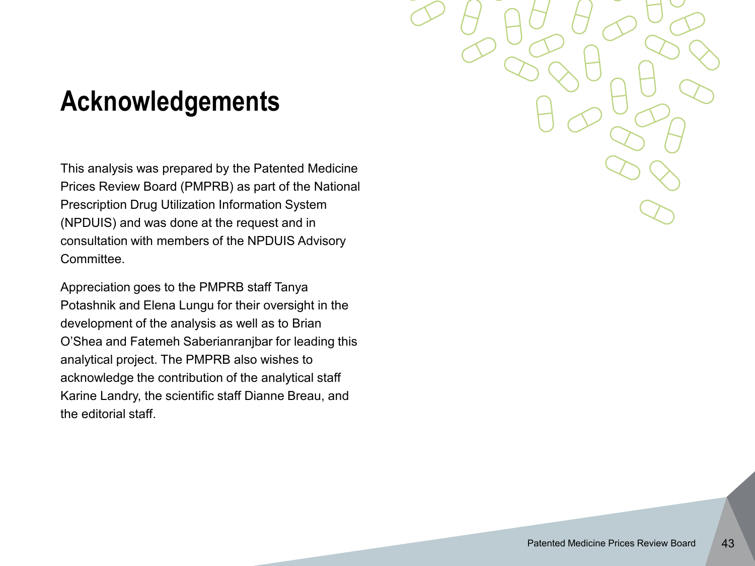# Acknowledgements

This analysis was prepared by the Patented Medicine Prices Review Board (PMPRB) as part of the National Prescription Drug Utilization Information System (NPDUIS) and was done at the request and in consultation with members of the NPDUIS Advisory Committee.

Appreciation goes to the PMPRB staff Tanya Potashnik and Elena Lungu for their oversight in the development of the analysis as well as to Brian O'Shea and Fatemeh Saberianranjbar for leading this analytical project. The PMPRB also wishes to acknowledge the contribution of the analytical staff Karine Landry, the scientific staff Dianne Breau, and the editorial staff.